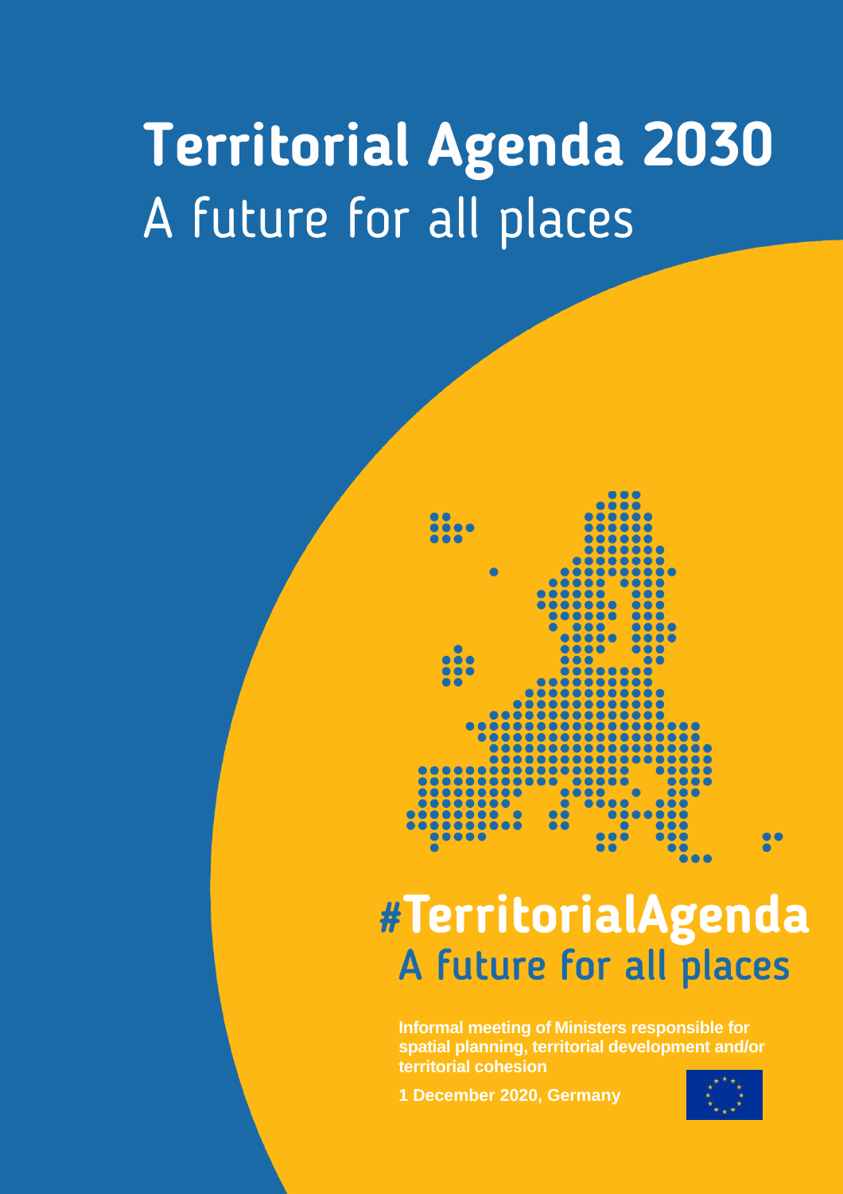# Territorial Agenda 2030

## A future for all places

#TerritorialAgenda

A future for all places

**Informal meeting of Ministers responsible for spatial planning, territorial development and/or territorial cohesion**

**1 December 2020, Germany**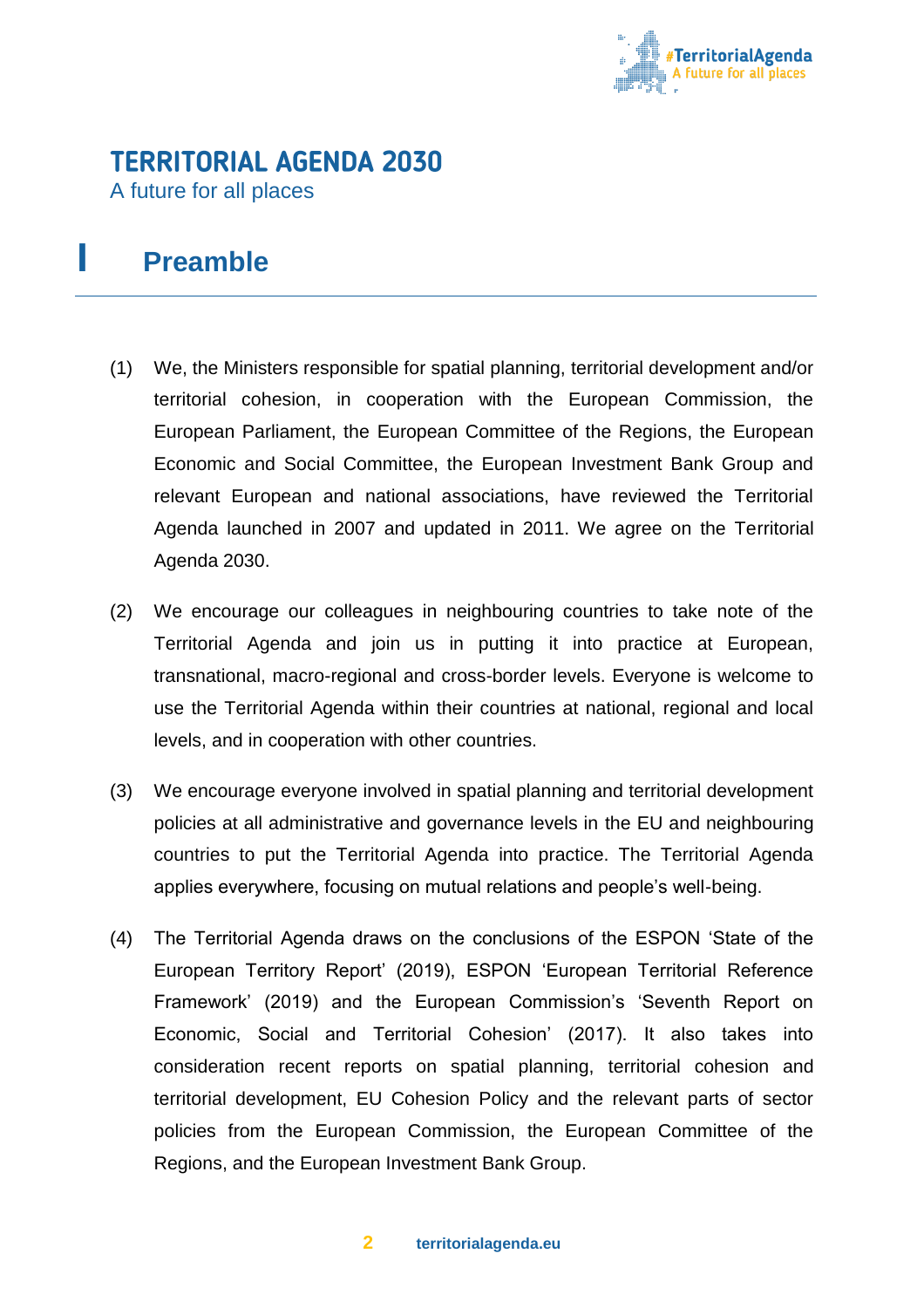# TERRITORIAL AGENDA 2030

A future for all places

## I Preamble

(1) We, the Ministers responsible for spatial planning, territorial development and/or territorial cohesion, in cooperation with the European Commission, the European Parliament, the European Committee of the Regions, the European Economic and Social Committee, the European Investment Bank Group and relevant European and national associations, have reviewed the Territorial Agenda launched in 2007 and updated in 2011. We agree on the Territorial Agenda 2030.

(2) We encourage our colleagues in neighbouring countries to take note of the Territorial Agenda and join us in putting it into practice at European, transnational, macro-regional and cross-border levels. Everyone is welcome to use the Territorial Agenda within their countries at national, regional and local levels, and in cooperation with other countries.

(3) We encourage everyone involved in spatial planning and territorial development policies at all administrative and governance levels in the EU and neighbouring countries to put the Territorial Agenda into practice. The Territorial Agenda applies everywhere, focusing on mutual relations and people's well-being.

(4) The Territorial Agenda draws on the conclusions of the ESPON 'State of the European Territory Report' (2019), ESPON 'European Territorial Reference Framework' (2019) and the European Commission's 'Seventh Report on Economic, Social and Territorial Cohesion' (2017). It also takes into consideration recent reports on spatial planning, territorial cohesion and territorial development, EU Cohesion Policy and the relevant parts of sector policies from the European Commission, the European Committee of the Regions, and the European Investment Bank Group.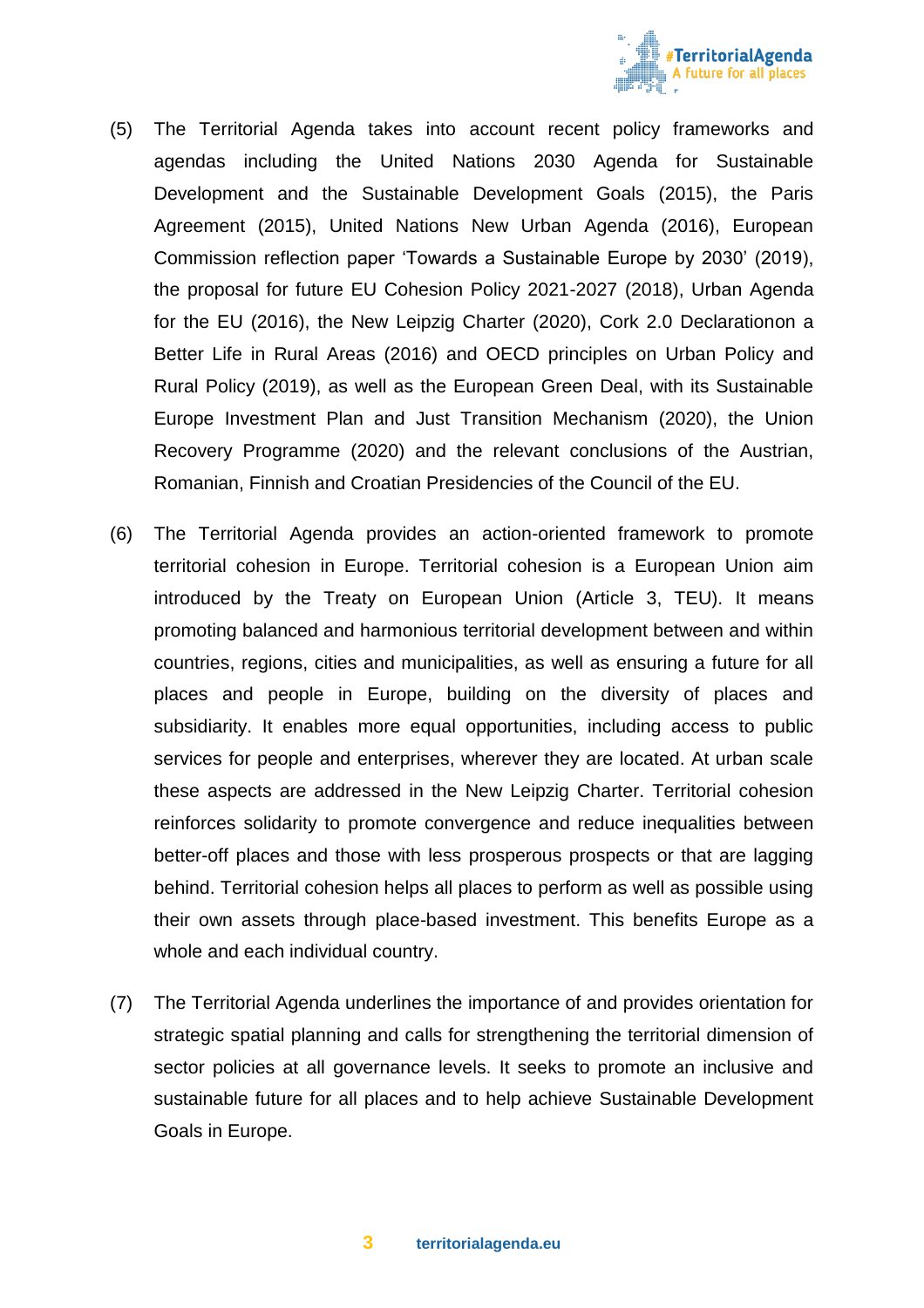(5) The Territorial Agenda takes into account recent policy frameworks and agendas including the United Nations 2030 Agenda for Sustainable Development and the Sustainable Development Goals (2015), the Paris Agreement (2015), United Nations New Urban Agenda (2016), European Commission reflection paper 'Towards a Sustainable Europe by 2030' (2019), the proposal for future EU Cohesion Policy 2021-2027 (2018), Urban Agenda for the EU (2016), the New Leipzig Charter (2020), Cork 2.0 Declarationon a Better Life in Rural Areas (2016) and OECD principles on Urban Policy and Rural Policy (2019), as well as the European Green Deal, with its Sustainable Europe Investment Plan and Just Transition Mechanism (2020), the Union Recovery Programme (2020) and the relevant conclusions of the Austrian, Romanian, Finnish and Croatian Presidencies of the Council of the EU.

(6) The Territorial Agenda provides an action-oriented framework to promote territorial cohesion in Europe. Territorial cohesion is a European Union aim introduced by the Treaty on European Union (Article 3, TEU). It means promoting balanced and harmonious territorial development between and within countries, regions, cities and municipalities, as well as ensuring a future for all places and people in Europe, building on the diversity of places and subsidiarity. It enables more equal opportunities, including access to public services for people and enterprises, wherever they are located. At urban scale these aspects are addressed in the New Leipzig Charter. Territorial cohesion reinforces solidarity to promote convergence and reduce inequalities between better-off places and those with less prosperous prospects or that are lagging behind. Territorial cohesion helps all places to perform as well as possible using their own assets through place-based investment. This benefits Europe as a whole and each individual country.

(7) The Territorial Agenda underlines the importance of and provides orientation for strategic spatial planning and calls for strengthening the territorial dimension of sector policies at all governance levels. It seeks to promote an inclusive and sustainable future for all places and to help achieve Sustainable Development Goals in Europe.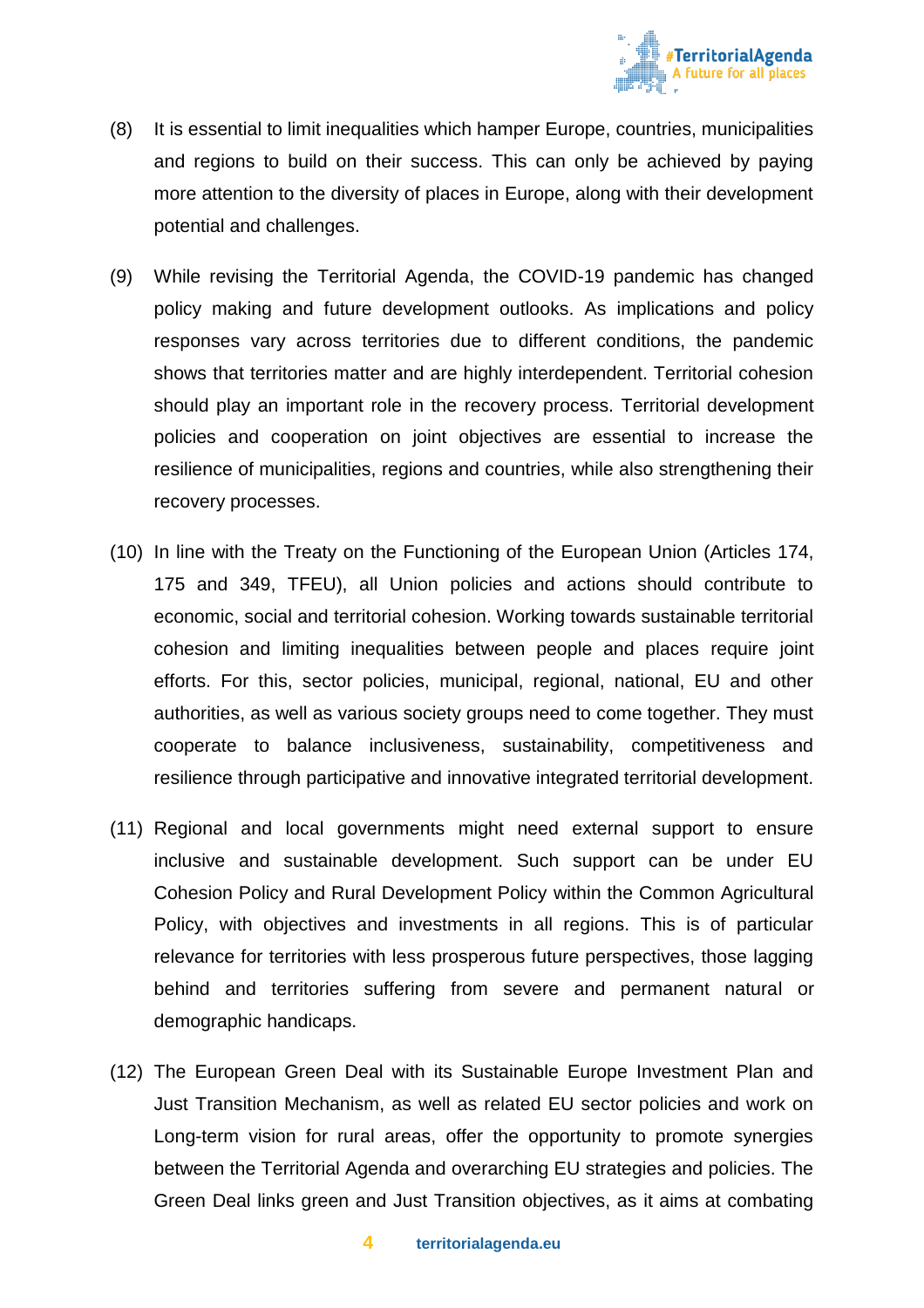(8) It is essential to limit inequalities which hamper Europe, countries, municipalities and regions to build on their success. This can only be achieved by paying more attention to the diversity of places in Europe, along with their development potential and challenges.

(9) While revising the Territorial Agenda, the COVID-19 pandemic has changed policy making and future development outlooks. As implications and policy responses vary across territories due to different conditions, the pandemic shows that territories matter and are highly interdependent. Territorial cohesion should play an important role in the recovery process. Territorial development policies and cooperation on joint objectives are essential to increase the resilience of municipalities, regions and countries, while also strengthening their recovery processes.

(10) In line with the Treaty on the Functioning of the European Union (Articles 174, 175 and 349, TFEU), all Union policies and actions should contribute to economic, social and territorial cohesion. Working towards sustainable territorial cohesion and limiting inequalities between people and places require joint efforts. For this, sector policies, municipal, regional, national, EU and other authorities, as well as various society groups need to come together. They must cooperate to balance inclusiveness, sustainability, competitiveness and resilience through participative and innovative integrated territorial development.

(11) Regional and local governments might need external support to ensure inclusive and sustainable development. Such support can be under EU Cohesion Policy and Rural Development Policy within the Common Agricultural Policy, with objectives and investments in all regions. This is of particular relevance for territories with less prosperous future perspectives, those lagging behind and territories suffering from severe and permanent natural or demographic handicaps.

(12) The European Green Deal with its Sustainable Europe Investment Plan and Just Transition Mechanism, as well as related EU sector policies and work on Long-term vision for rural areas, offer the opportunity to promote synergies between the Territorial Agenda and overarching EU strategies and policies. The Green Deal links green and Just Transition objectives, as it aims at combating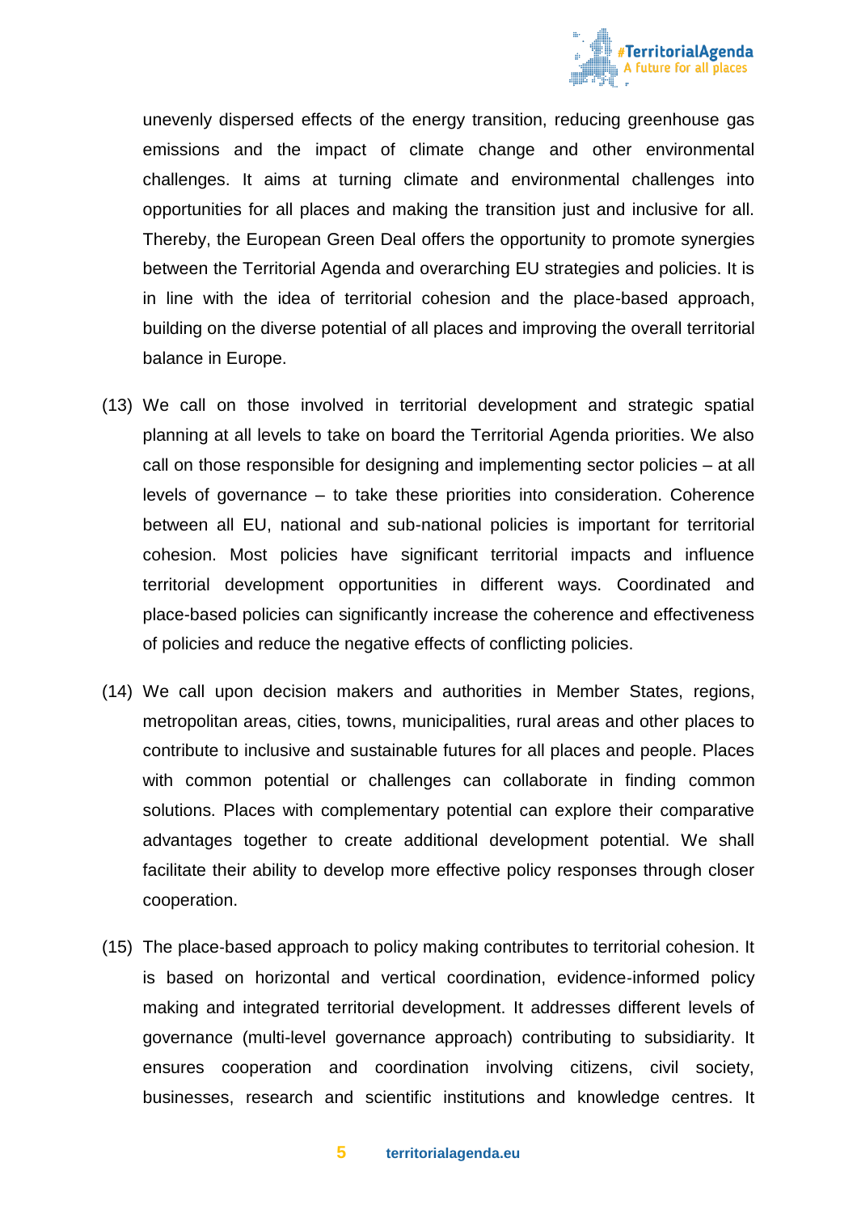unevenly dispersed effects of the energy transition, reducing greenhouse gas emissions and the impact of climate change and other environmental challenges. It aims at turning climate and environmental challenges into opportunities for all places and making the transition just and inclusive for all. Thereby, the European Green Deal offers the opportunity to promote synergies between the Territorial Agenda and overarching EU strategies and policies. It is in line with the idea of territorial cohesion and the place-based approach, building on the diverse potential of all places and improving the overall territorial balance in Europe.

(13) We call on those involved in territorial development and strategic spatial planning at all levels to take on board the Territorial Agenda priorities. We also call on those responsible for designing and implementing sector policies – at all levels of governance – to take these priorities into consideration. Coherence between all EU, national and sub-national policies is important for territorial cohesion. Most policies have significant territorial impacts and influence territorial development opportunities in different ways. Coordinated and place-based policies can significantly increase the coherence and effectiveness of policies and reduce the negative effects of conflicting policies.

(14) We call upon decision makers and authorities in Member States, regions, metropolitan areas, cities, towns, municipalities, rural areas and other places to contribute to inclusive and sustainable futures for all places and people. Places with common potential or challenges can collaborate in finding common solutions. Places with complementary potential can explore their comparative advantages together to create additional development potential. We shall facilitate their ability to develop more effective policy responses through closer cooperation.

(15) The place-based approach to policy making contributes to territorial cohesion. It is based on horizontal and vertical coordination, evidence-informed policy making and integrated territorial development. It addresses different levels of governance (multi-level governance approach) contributing to subsidiarity. It ensures cooperation and coordination involving citizens, civil society, businesses, research and scientific institutions and knowledge centres. It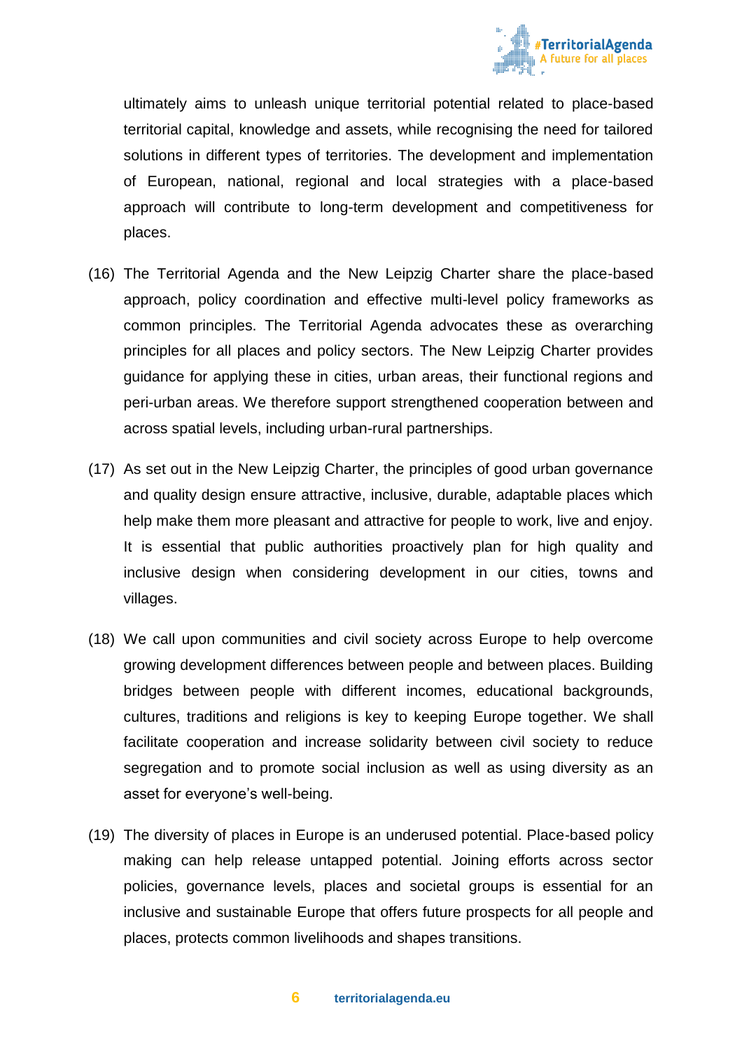ultimately aims to unleash unique territorial potential related to place-based territorial capital, knowledge and assets, while recognising the need for tailored solutions in different types of territories. The development and implementation of European, national, regional and local strategies with a place-based approach will contribute to long-term development and competitiveness for places.

(16) The Territorial Agenda and the New Leipzig Charter share the place-based approach, policy coordination and effective multi-level policy frameworks as common principles. The Territorial Agenda advocates these as overarching principles for all places and policy sectors. The New Leipzig Charter provides guidance for applying these in cities, urban areas, their functional regions and peri-urban areas. We therefore support strengthened cooperation between and across spatial levels, including urban-rural partnerships.

(17) As set out in the New Leipzig Charter, the principles of good urban governance and quality design ensure attractive, inclusive, durable, adaptable places which help make them more pleasant and attractive for people to work, live and enjoy. It is essential that public authorities proactively plan for high quality and inclusive design when considering development in our cities, towns and villages.

(18) We call upon communities and civil society across Europe to help overcome growing development differences between people and between places. Building bridges between people with different incomes, educational backgrounds, cultures, traditions and religions is key to keeping Europe together. We shall facilitate cooperation and increase solidarity between civil society to reduce segregation and to promote social inclusion as well as using diversity as an asset for everyone's well-being.

(19) The diversity of places in Europe is an underused potential. Place-based policy making can help release untapped potential. Joining efforts across sector policies, governance levels, places and societal groups is essential for an inclusive and sustainable Europe that offers future prospects for all people and places, protects common livelihoods and shapes transitions.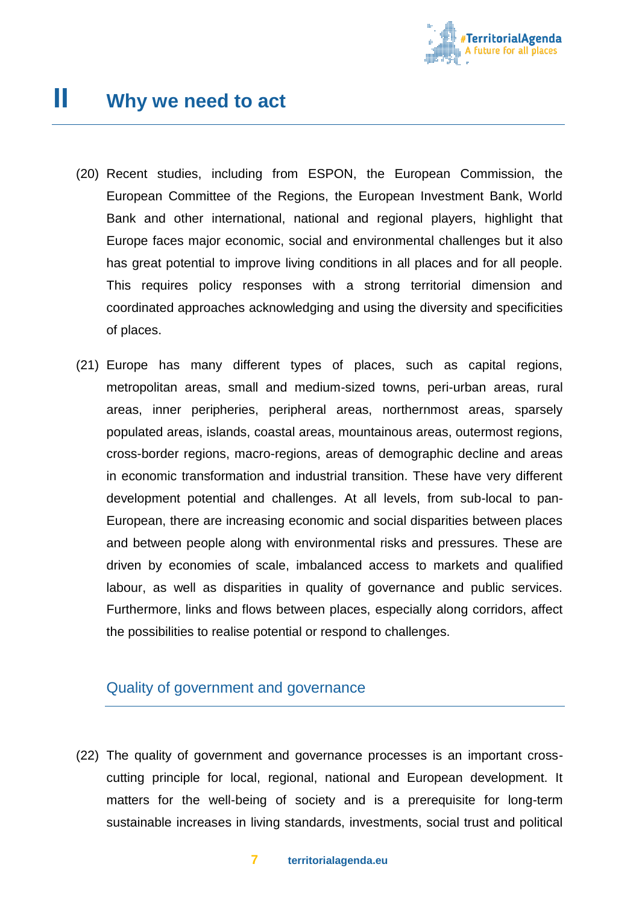# II Why we need to act

(20) Recent studies, including from ESPON, the European Commission, the European Committee of the Regions, the European Investment Bank, World Bank and other international, national and regional players, highlight that Europe faces major economic, social and environmental challenges but it also has great potential to improve living conditions in all places and for all people. This requires policy responses with a strong territorial dimension and coordinated approaches acknowledging and using the diversity and specificities of places.

(21) Europe has many different types of places, such as capital regions, metropolitan areas, small and medium-sized towns, peri-urban areas, rural areas, inner peripheries, peripheral areas, northernmost areas, sparsely populated areas, islands, coastal areas, mountainous areas, outermost regions, cross-border regions, macro-regions, areas of demographic decline and areas in economic transformation and industrial transition. These have very different development potential and challenges. At all levels, from sub-local to pan-European, there are increasing economic and social disparities between places and between people along with environmental risks and pressures. These are driven by economies of scale, imbalanced access to markets and qualified labour, as well as disparities in quality of governance and public services. Furthermore, links and flows between places, especially along corridors, affect the possibilities to realise potential or respond to challenges.

## Quality of government and governance

(22) The quality of government and governance processes is an important cross-cutting principle for local, regional, national and European development. It matters for the well-being of society and is a prerequisite for long-term sustainable increases in living standards, investments, social trust and political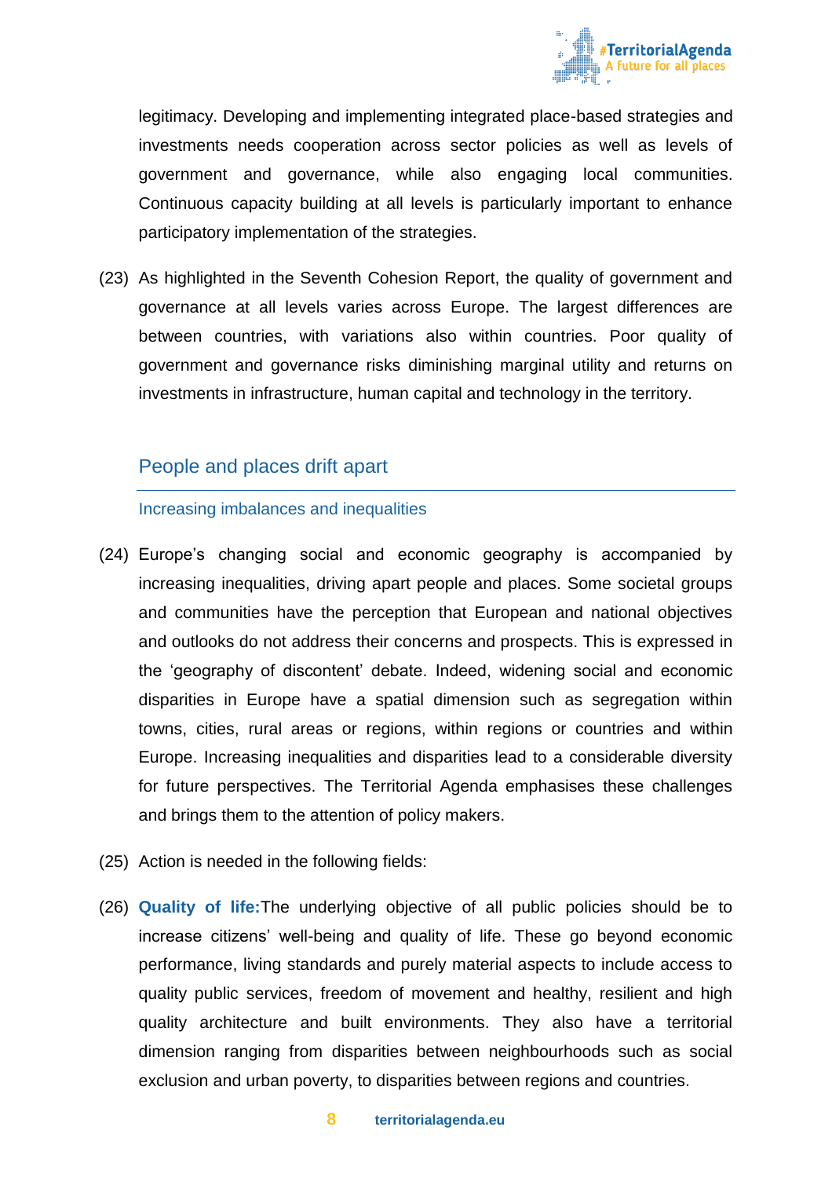legitimacy. Developing and implementing integrated place-based strategies and investments needs cooperation across sector policies as well as levels of government and governance, while also engaging local communities. Continuous capacity building at all levels is particularly important to enhance participatory implementation of the strategies.

(23) As highlighted in the Seventh Cohesion Report, the quality of government and governance at all levels varies across Europe. The largest differences are between countries, with variations also within countries. Poor quality of government and governance risks diminishing marginal utility and returns on investments in infrastructure, human capital and technology in the territory.

## People and places drift apart

### Increasing imbalances and inequalities

(24) Europe's changing social and economic geography is accompanied by increasing inequalities, driving apart people and places. Some societal groups and communities have the perception that European and national objectives and outlooks do not address their concerns and prospects. This is expressed in the 'geography of discontent' debate. Indeed, widening social and economic disparities in Europe have a spatial dimension such as segregation within towns, cities, rural areas or regions, within regions or countries and within Europe. Increasing inequalities and disparities lead to a considerable diversity for future perspectives. The Territorial Agenda emphasises these challenges and brings them to the attention of policy makers.

(25) Action is needed in the following fields:

(26) **Quality of life:** The underlying objective of all public policies should be to increase citizens' well-being and quality of life. These go beyond economic performance, living standards and purely material aspects to include access to quality public services, freedom of movement and healthy, resilient and high quality architecture and built environments. They also have a territorial dimension ranging from disparities between neighbourhoods such as social exclusion and urban poverty, to disparities between regions and countries.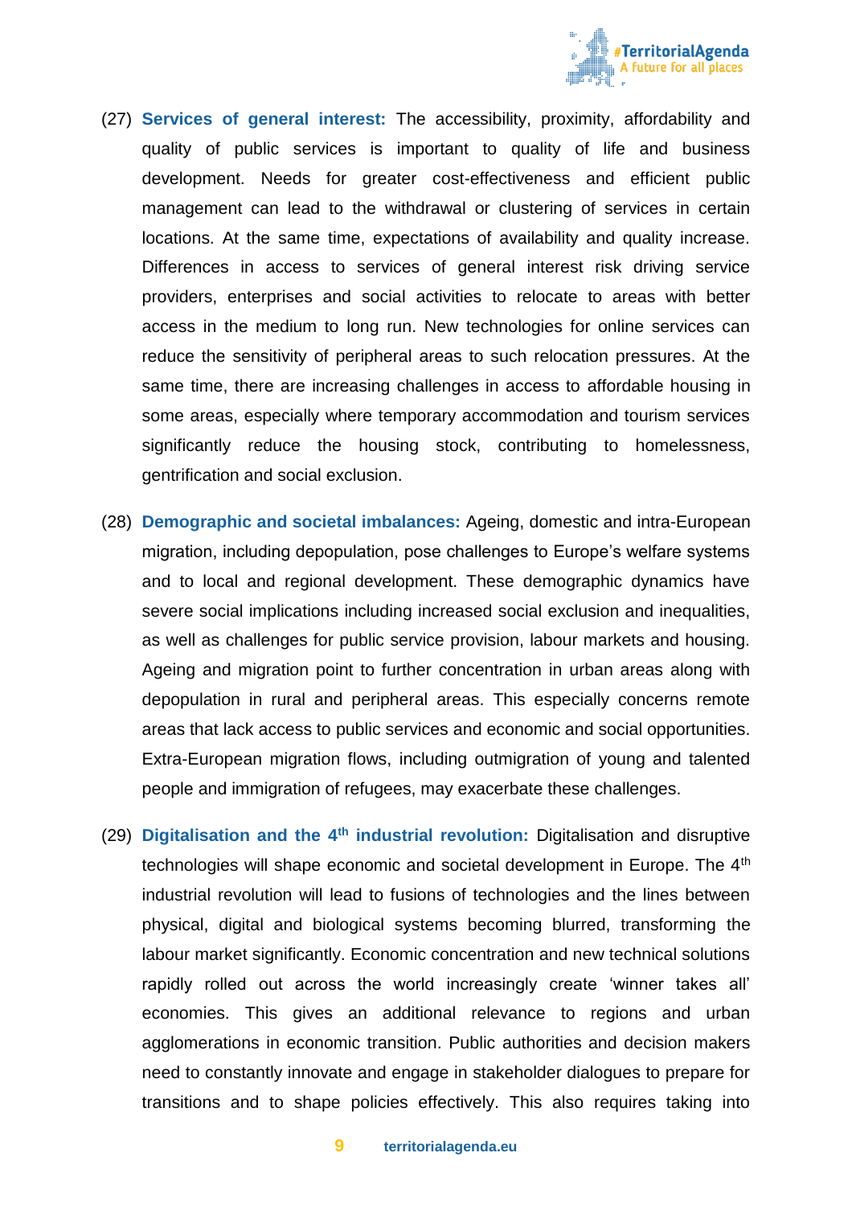(27) **Services of general interest:** The accessibility, proximity, affordability and quality of public services is important to quality of life and business development. Needs for greater cost-effectiveness and efficient public management can lead to the withdrawal or clustering of services in certain locations. At the same time, expectations of availability and quality increase. Differences in access to services of general interest risk driving service providers, enterprises and social activities to relocate to areas with better access in the medium to long run. New technologies for online services can reduce the sensitivity of peripheral areas to such relocation pressures. At the same time, there are increasing challenges in access to affordable housing in some areas, especially where temporary accommodation and tourism services significantly reduce the housing stock, contributing to homelessness, gentrification and social exclusion.

(28) **Demographic and societal imbalances:** Ageing, domestic and intra-European migration, including depopulation, pose challenges to Europe's welfare systems and to local and regional development. These demographic dynamics have severe social implications including increased social exclusion and inequalities, as well as challenges for public service provision, labour markets and housing. Ageing and migration point to further concentration in urban areas along with depopulation in rural and peripheral areas. This especially concerns remote areas that lack access to public services and economic and social opportunities. Extra-European migration flows, including outmigration of young and talented people and immigration of refugees, may exacerbate these challenges.

(29) **Digitalisation and the 4th industrial revolution:** Digitalisation and disruptive technologies will shape economic and societal development in Europe. The 4th industrial revolution will lead to fusions of technologies and the lines between physical, digital and biological systems becoming blurred, transforming the labour market significantly. Economic concentration and new technical solutions rapidly rolled out across the world increasingly create 'winner takes all' economies. This gives an additional relevance to regions and urban agglomerations in economic transition. Public authorities and decision makers need to constantly innovate and engage in stakeholder dialogues to prepare for transitions and to shape policies effectively. This also requires taking into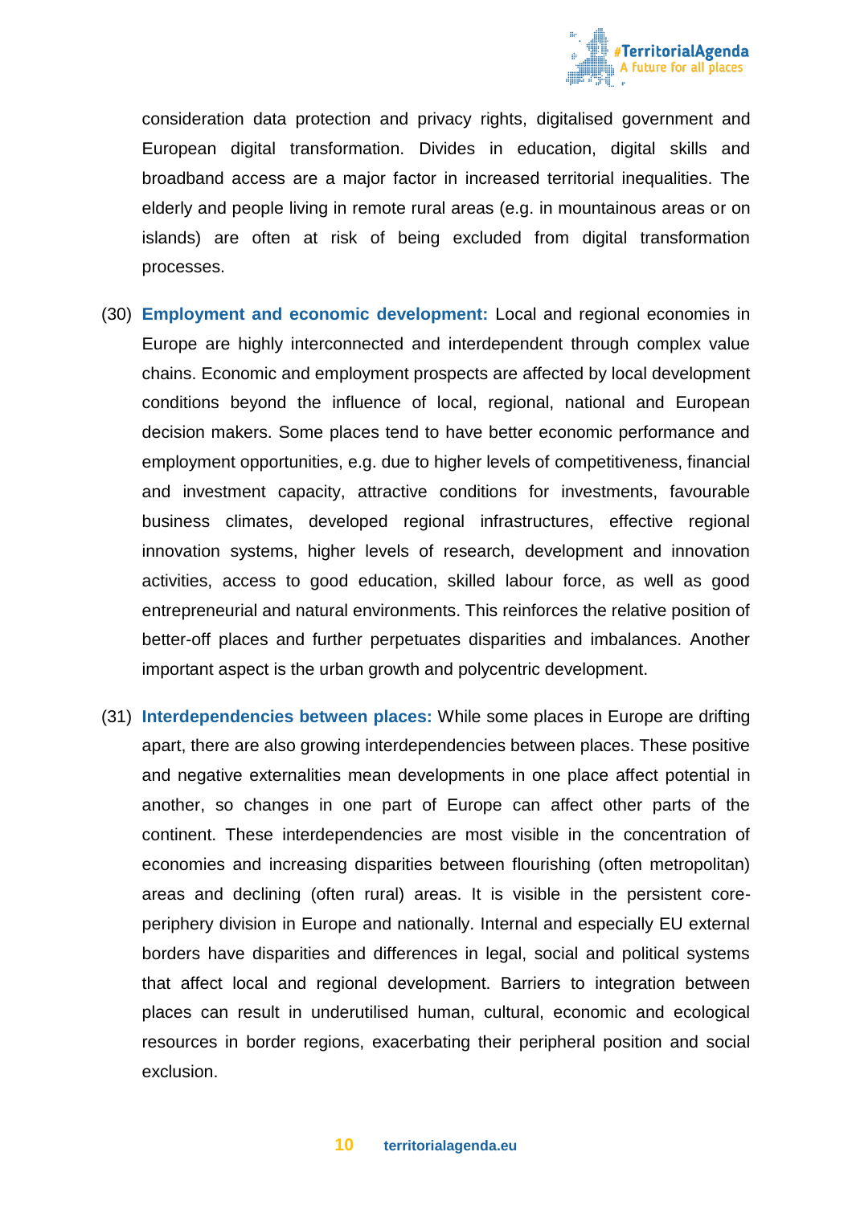consideration data protection and privacy rights, digitalised government and European digital transformation. Divides in education, digital skills and broadband access are a major factor in increased territorial inequalities. The elderly and people living in remote rural areas (e.g. in mountainous areas or on islands) are often at risk of being excluded from digital transformation processes.

(30) **Employment and economic development:** Local and regional economies in Europe are highly interconnected and interdependent through complex value chains. Economic and employment prospects are affected by local development conditions beyond the influence of local, regional, national and European decision makers. Some places tend to have better economic performance and employment opportunities, e.g. due to higher levels of competitiveness, financial and investment capacity, attractive conditions for investments, favourable business climates, developed regional infrastructures, effective regional innovation systems, higher levels of research, development and innovation activities, access to good education, skilled labour force, as well as good entrepreneurial and natural environments. This reinforces the relative position of better-off places and further perpetuates disparities and imbalances. Another important aspect is the urban growth and polycentric development.

(31) **Interdependencies between places:** While some places in Europe are drifting apart, there are also growing interdependencies between places. These positive and negative externalities mean developments in one place affect potential in another, so changes in one part of Europe can affect other parts of the continent. These interdependencies are most visible in the concentration of economies and increasing disparities between flourishing (often metropolitan) areas and declining (often rural) areas. It is visible in the persistent core-periphery division in Europe and nationally. Internal and especially EU external borders have disparities and differences in legal, social and political systems that affect local and regional development. Barriers to integration between places can result in underutilised human, cultural, economic and ecological resources in border regions, exacerbating their peripheral position and social exclusion.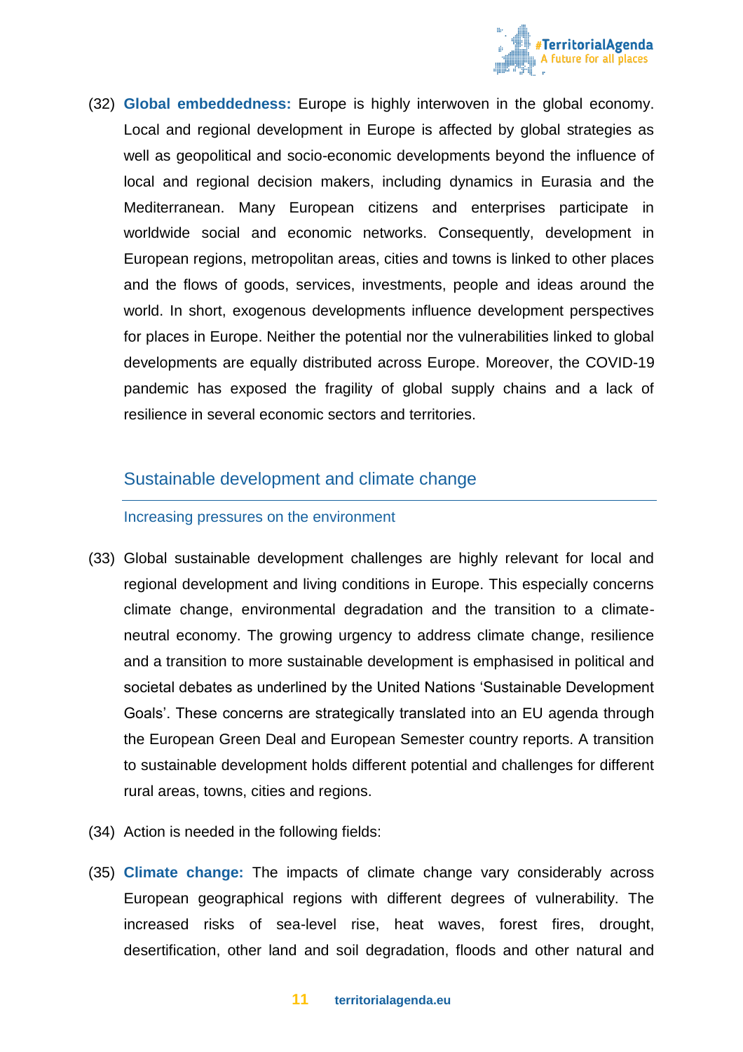(32) **Global embeddedness:** Europe is highly interwoven in the global economy. Local and regional development in Europe is affected by global strategies as well as geopolitical and socio-economic developments beyond the influence of local and regional decision makers, including dynamics in Eurasia and the Mediterranean. Many European citizens and enterprises participate in worldwide social and economic networks. Consequently, development in European regions, metropolitan areas, cities and towns is linked to other places and the flows of goods, services, investments, people and ideas around the world. In short, exogenous developments influence development perspectives for places in Europe. Neither the potential nor the vulnerabilities linked to global developments are equally distributed across Europe. Moreover, the COVID-19 pandemic has exposed the fragility of global supply chains and a lack of resilience in several economic sectors and territories.

## Sustainable development and climate change

### Increasing pressures on the environment

(33) Global sustainable development challenges are highly relevant for local and regional development and living conditions in Europe. This especially concerns climate change, environmental degradation and the transition to a climate-neutral economy. The growing urgency to address climate change, resilience and a transition to more sustainable development is emphasised in political and societal debates as underlined by the United Nations 'Sustainable Development Goals'. These concerns are strategically translated into an EU agenda through the European Green Deal and European Semester country reports. A transition to sustainable development holds different potential and challenges for different rural areas, towns, cities and regions.

(34) Action is needed in the following fields:

(35) **Climate change:** The impacts of climate change vary considerably across European geographical regions with different degrees of vulnerability. The increased risks of sea-level rise, heat waves, forest fires, drought, desertification, other land and soil degradation, floods and other natural and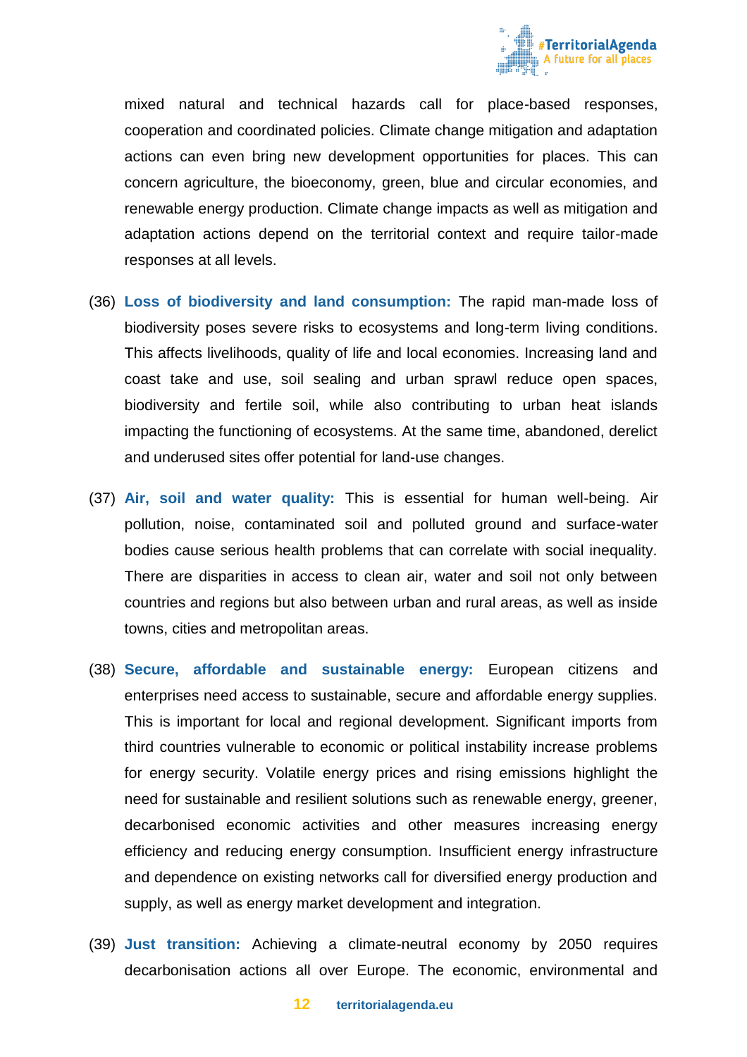mixed natural and technical hazards call for place-based responses, cooperation and coordinated policies. Climate change mitigation and adaptation actions can even bring new development opportunities for places. This can concern agriculture, the bioeconomy, green, blue and circular economies, and renewable energy production. Climate change impacts as well as mitigation and adaptation actions depend on the territorial context and require tailor-made responses at all levels.

(36) **Loss of biodiversity and land consumption:** The rapid man-made loss of biodiversity poses severe risks to ecosystems and long-term living conditions. This affects livelihoods, quality of life and local economies. Increasing land and coast take and use, soil sealing and urban sprawl reduce open spaces, biodiversity and fertile soil, while also contributing to urban heat islands impacting the functioning of ecosystems. At the same time, abandoned, derelict and underused sites offer potential for land-use changes.

(37) **Air, soil and water quality:** This is essential for human well-being. Air pollution, noise, contaminated soil and polluted ground and surface-water bodies cause serious health problems that can correlate with social inequality. There are disparities in access to clean air, water and soil not only between countries and regions but also between urban and rural areas, as well as inside towns, cities and metropolitan areas.

(38) **Secure, affordable and sustainable energy:** European citizens and enterprises need access to sustainable, secure and affordable energy supplies. This is important for local and regional development. Significant imports from third countries vulnerable to economic or political instability increase problems for energy security. Volatile energy prices and rising emissions highlight the need for sustainable and resilient solutions such as renewable energy, greener, decarbonised economic activities and other measures increasing energy efficiency and reducing energy consumption. Insufficient energy infrastructure and dependence on existing networks call for diversified energy production and supply, as well as energy market development and integration.

(39) **Just transition:** Achieving a climate-neutral economy by 2050 requires decarbonisation actions all over Europe. The economic, environmental and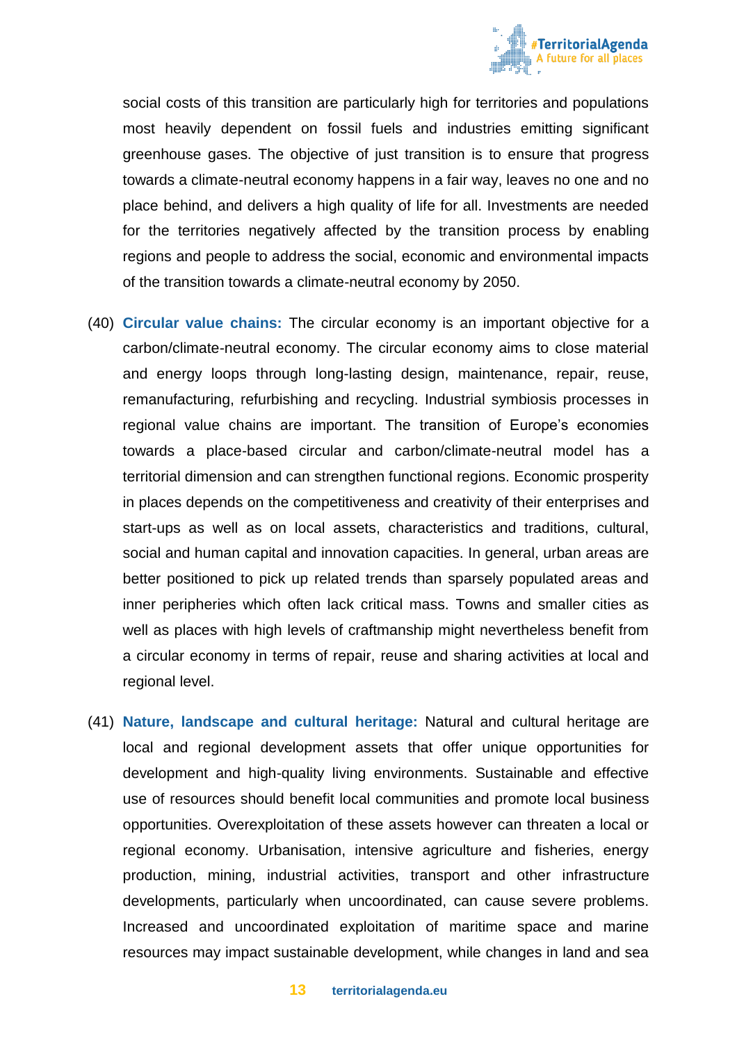social costs of this transition are particularly high for territories and populations most heavily dependent on fossil fuels and industries emitting significant greenhouse gases. The objective of just transition is to ensure that progress towards a climate-neutral economy happens in a fair way, leaves no one and no place behind, and delivers a high quality of life for all. Investments are needed for the territories negatively affected by the transition process by enabling regions and people to address the social, economic and environmental impacts of the transition towards a climate-neutral economy by 2050.

(40) **Circular value chains:** The circular economy is an important objective for a carbon/climate-neutral economy. The circular economy aims to close material and energy loops through long-lasting design, maintenance, repair, reuse, remanufacturing, refurbishing and recycling. Industrial symbiosis processes in regional value chains are important. The transition of Europe's economies towards a place-based circular and carbon/climate-neutral model has a territorial dimension and can strengthen functional regions. Economic prosperity in places depends on the competitiveness and creativity of their enterprises and start-ups as well as on local assets, characteristics and traditions, cultural, social and human capital and innovation capacities. In general, urban areas are better positioned to pick up related trends than sparsely populated areas and inner peripheries which often lack critical mass. Towns and smaller cities as well as places with high levels of craftmanship might nevertheless benefit from a circular economy in terms of repair, reuse and sharing activities at local and regional level.

(41) **Nature, landscape and cultural heritage:** Natural and cultural heritage are local and regional development assets that offer unique opportunities for development and high-quality living environments. Sustainable and effective use of resources should benefit local communities and promote local business opportunities. Overexploitation of these assets however can threaten a local or regional economy. Urbanisation, intensive agriculture and fisheries, energy production, mining, industrial activities, transport and other infrastructure developments, particularly when uncoordinated, can cause severe problems. Increased and uncoordinated exploitation of maritime space and marine resources may impact sustainable development, while changes in land and sea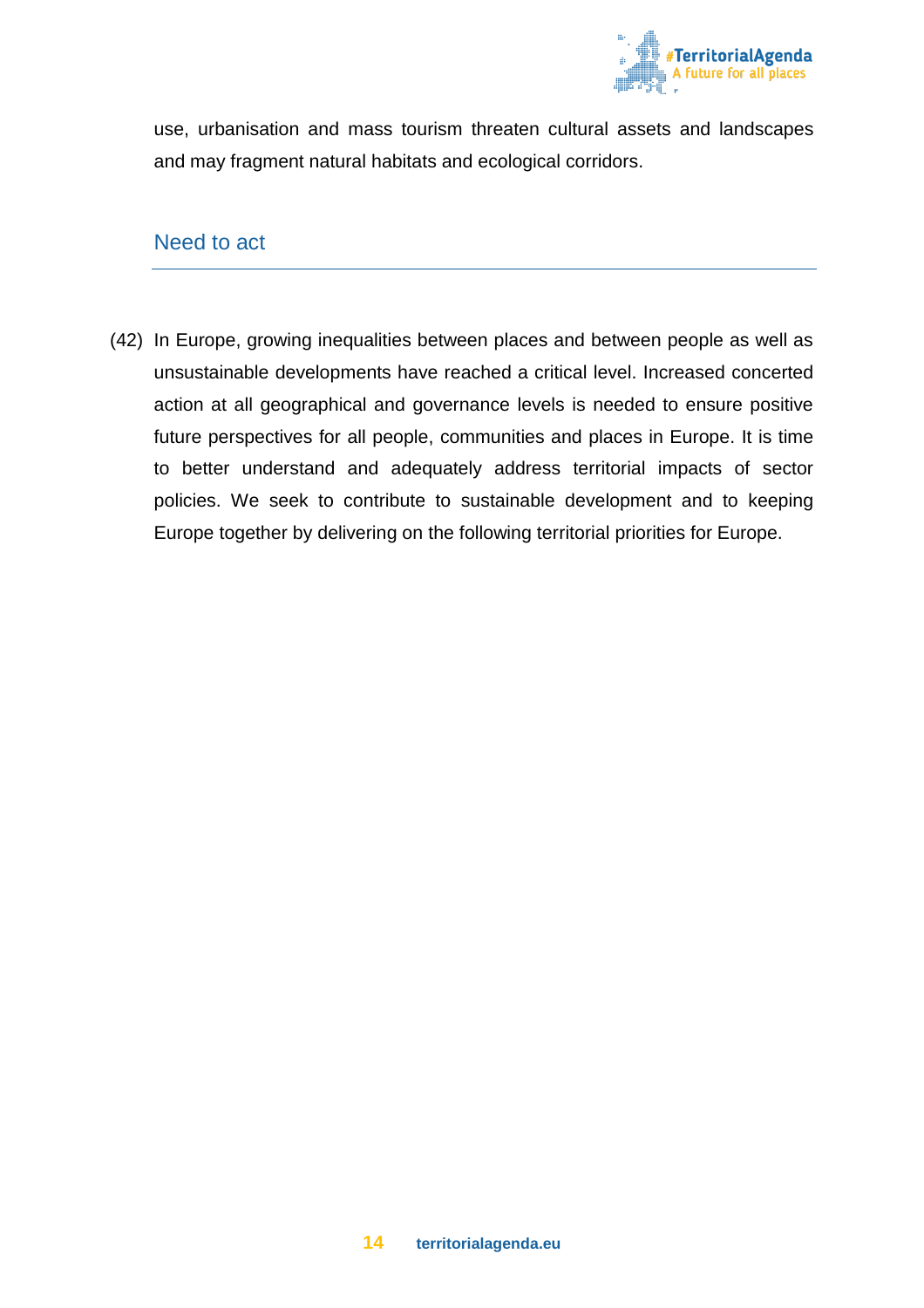use, urbanisation and mass tourism threaten cultural assets and landscapes and may fragment natural habitats and ecological corridors.

## Need to act

(42) In Europe, growing inequalities between places and between people as well as unsustainable developments have reached a critical level. Increased concerted action at all geographical and governance levels is needed to ensure positive future perspectives for all people, communities and places in Europe. It is time to better understand and adequately address territorial impacts of sector policies. We seek to contribute to sustainable development and to keeping Europe together by delivering on the following territorial priorities for Europe.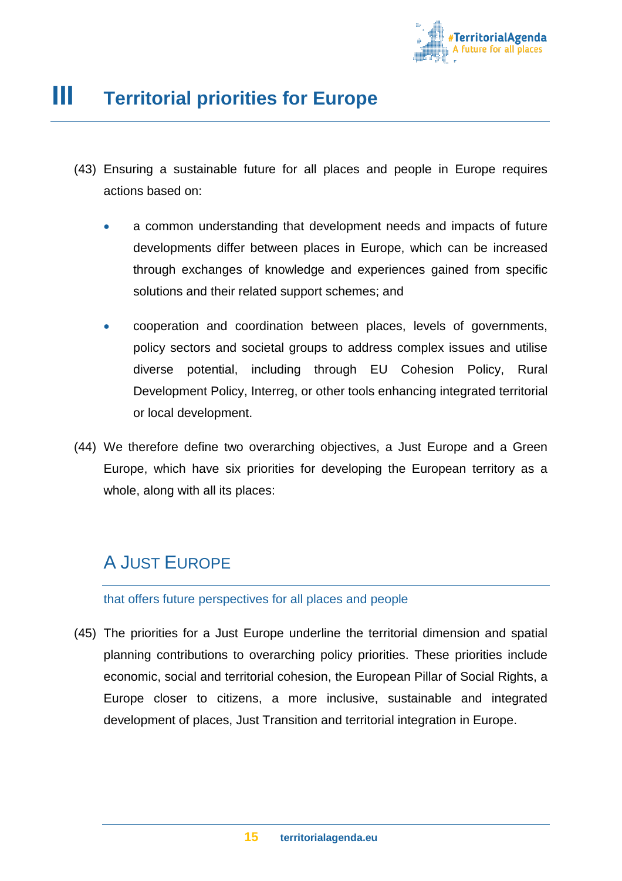# III Territorial priorities for Europe

(43) Ensuring a sustainable future for all places and people in Europe requires actions based on:

- a common understanding that development needs and impacts of future developments differ between places in Europe, which can be increased through exchanges of knowledge and experiences gained from specific solutions and their related support schemes; and
- cooperation and coordination between places, levels of governments, policy sectors and societal groups to address complex issues and utilise diverse potential, including through EU Cohesion Policy, Rural Development Policy, Interreg, or other tools enhancing integrated territorial or local development.

(44) We therefore define two overarching objectives, a Just Europe and a Green Europe, which have six priorities for developing the European territory as a whole, along with all its places:

## A Just Europe

that offers future perspectives for all places and people

(45) The priorities for a Just Europe underline the territorial dimension and spatial planning contributions to overarching policy priorities. These priorities include economic, social and territorial cohesion, the European Pillar of Social Rights, a Europe closer to citizens, a more inclusive, sustainable and integrated development of places, Just Transition and territorial integration in Europe.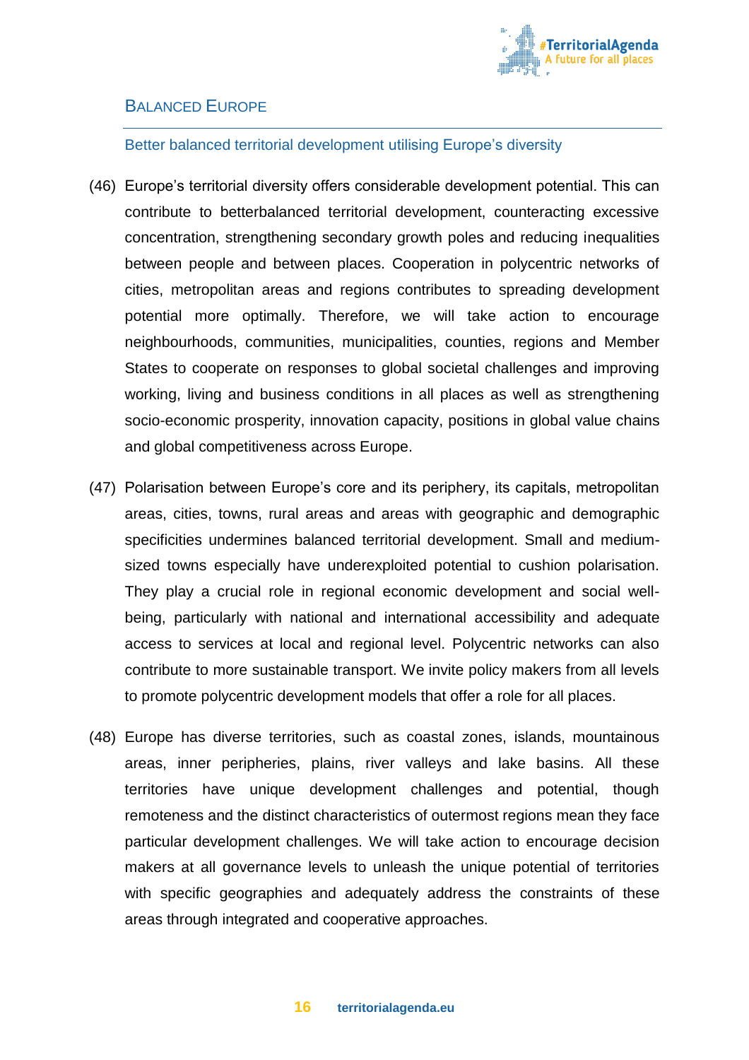## Balanced Europe

### Better balanced territorial development utilising Europe's diversity

(46) Europe's territorial diversity offers considerable development potential. This can contribute to betterbalanced territorial development, counteracting excessive concentration, strengthening secondary growth poles and reducing inequalities between people and between places. Cooperation in polycentric networks of cities, metropolitan areas and regions contributes to spreading development potential more optimally. Therefore, we will take action to encourage neighbourhoods, communities, municipalities, counties, regions and Member States to cooperate on responses to global societal challenges and improving working, living and business conditions in all places as well as strengthening socio-economic prosperity, innovation capacity, positions in global value chains and global competitiveness across Europe.

(47) Polarisation between Europe's core and its periphery, its capitals, metropolitan areas, cities, towns, rural areas and areas with geographic and demographic specificities undermines balanced territorial development. Small and medium-sized towns especially have underexploited potential to cushion polarisation. They play a crucial role in regional economic development and social well-being, particularly with national and international accessibility and adequate access to services at local and regional level. Polycentric networks can also contribute to more sustainable transport. We invite policy makers from all levels to promote polycentric development models that offer a role for all places.

(48) Europe has diverse territories, such as coastal zones, islands, mountainous areas, inner peripheries, plains, river valleys and lake basins. All these territories have unique development challenges and potential, though remoteness and the distinct characteristics of outermost regions mean they face particular development challenges. We will take action to encourage decision makers at all governance levels to unleash the unique potential of territories with specific geographies and adequately address the constraints of these areas through integrated and cooperative approaches.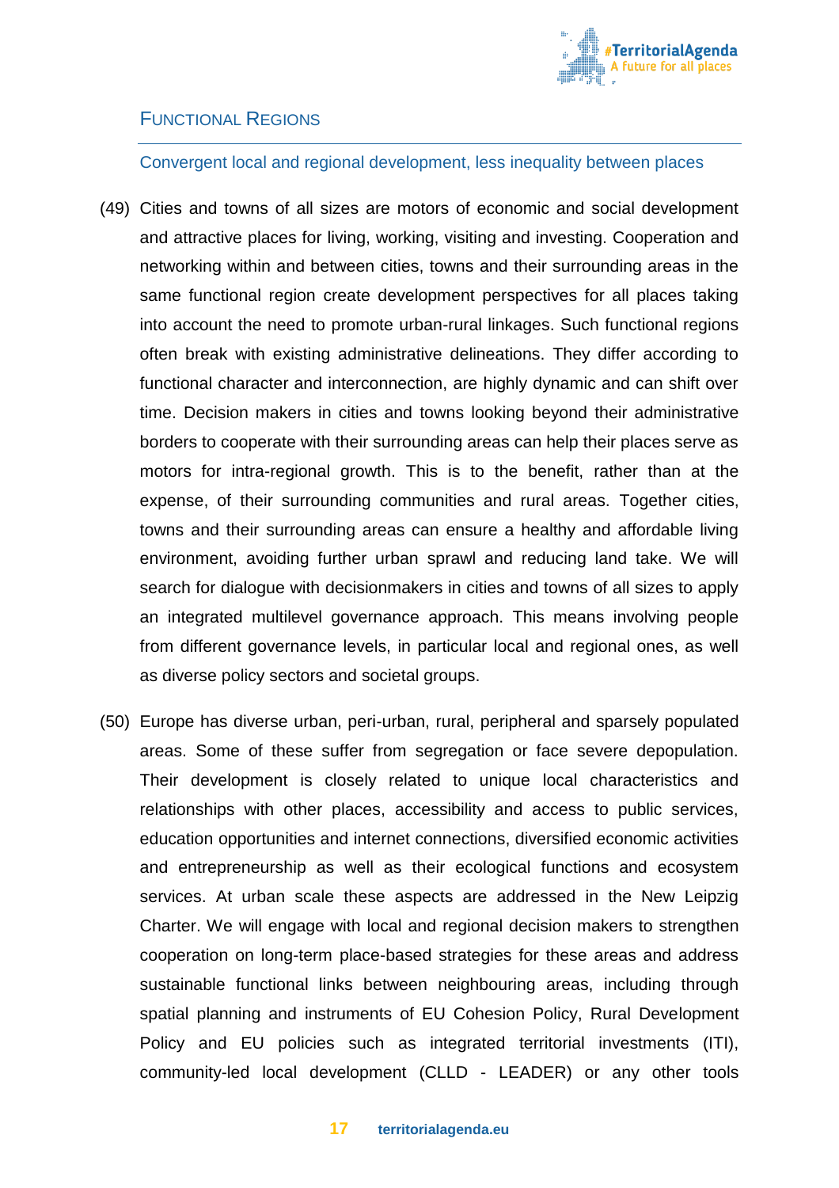## Functional Regions

### Convergent local and regional development, less inequality between places

(49) Cities and towns of all sizes are motors of economic and social development and attractive places for living, working, visiting and investing. Cooperation and networking within and between cities, towns and their surrounding areas in the same functional region create development perspectives for all places taking into account the need to promote urban-rural linkages. Such functional regions often break with existing administrative delineations. They differ according to functional character and interconnection, are highly dynamic and can shift over time. Decision makers in cities and towns looking beyond their administrative borders to cooperate with their surrounding areas can help their places serve as motors for intra-regional growth. This is to the benefit, rather than at the expense, of their surrounding communities and rural areas. Together cities, towns and their surrounding areas can ensure a healthy and affordable living environment, avoiding further urban sprawl and reducing land take. We will search for dialogue with decisionmakers in cities and towns of all sizes to apply an integrated multilevel governance approach. This means involving people from different governance levels, in particular local and regional ones, as well as diverse policy sectors and societal groups.

(50) Europe has diverse urban, peri-urban, rural, peripheral and sparsely populated areas. Some of these suffer from segregation or face severe depopulation. Their development is closely related to unique local characteristics and relationships with other places, accessibility and access to public services, education opportunities and internet connections, diversified economic activities and entrepreneurship as well as their ecological functions and ecosystem services. At urban scale these aspects are addressed in the New Leipzig Charter. We will engage with local and regional decision makers to strengthen cooperation on long-term place-based strategies for these areas and address sustainable functional links between neighbouring areas, including through spatial planning and instruments of EU Cohesion Policy, Rural Development Policy and EU policies such as integrated territorial investments (ITI), community-led local development (CLLD - LEADER) or any other tools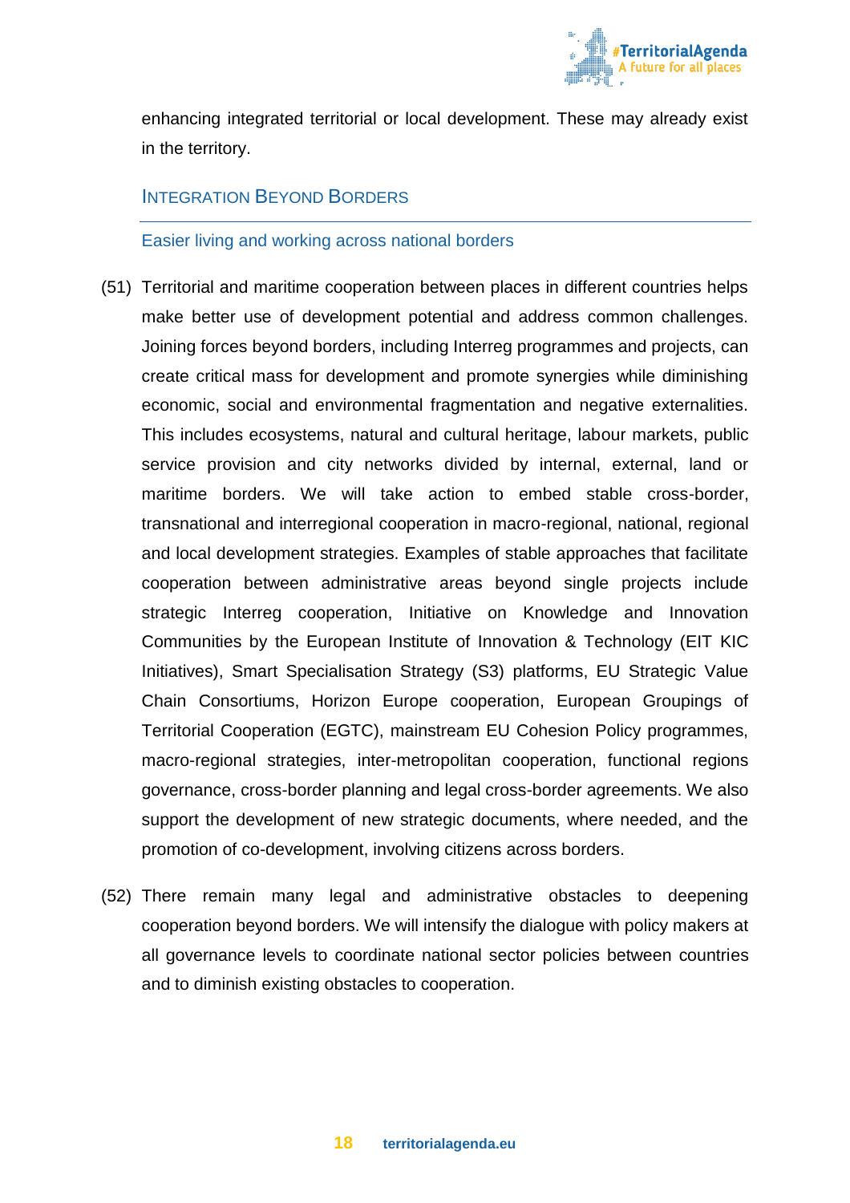enhancing integrated territorial or local development. These may already exist in the territory.

## Integration Beyond Borders

### Easier living and working across national borders

(51) Territorial and maritime cooperation between places in different countries helps make better use of development potential and address common challenges. Joining forces beyond borders, including Interreg programmes and projects, can create critical mass for development and promote synergies while diminishing economic, social and environmental fragmentation and negative externalities. This includes ecosystems, natural and cultural heritage, labour markets, public service provision and city networks divided by internal, external, land or maritime borders. We will take action to embed stable cross-border, transnational and interregional cooperation in macro-regional, national, regional and local development strategies. Examples of stable approaches that facilitate cooperation between administrative areas beyond single projects include strategic Interreg cooperation, Initiative on Knowledge and Innovation Communities by the European Institute of Innovation & Technology (EIT KIC Initiatives), Smart Specialisation Strategy (S3) platforms, EU Strategic Value Chain Consortiums, Horizon Europe cooperation, European Groupings of Territorial Cooperation (EGTC), mainstream EU Cohesion Policy programmes, macro-regional strategies, inter-metropolitan cooperation, functional regions governance, cross-border planning and legal cross-border agreements. We also support the development of new strategic documents, where needed, and the promotion of co-development, involving citizens across borders.

(52) There remain many legal and administrative obstacles to deepening cooperation beyond borders. We will intensify the dialogue with policy makers at all governance levels to coordinate national sector policies between countries and to diminish existing obstacles to cooperation.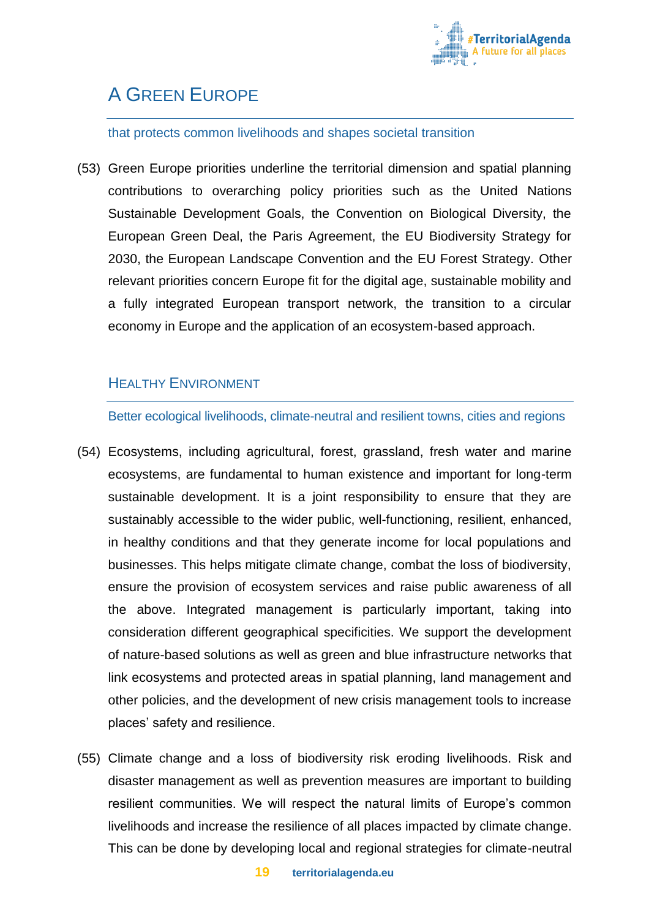# A Green Europe

that protects common livelihoods and shapes societal transition

(53) Green Europe priorities underline the territorial dimension and spatial planning contributions to overarching policy priorities such as the United Nations Sustainable Development Goals, the Convention on Biological Diversity, the European Green Deal, the Paris Agreement, the EU Biodiversity Strategy for 2030, the European Landscape Convention and the EU Forest Strategy. Other relevant priorities concern Europe fit for the digital age, sustainable mobility and a fully integrated European transport network, the transition to a circular economy in Europe and the application of an ecosystem-based approach.

## Healthy Environment

Better ecological livelihoods, climate-neutral and resilient towns, cities and regions

(54) Ecosystems, including agricultural, forest, grassland, fresh water and marine ecosystems, are fundamental to human existence and important for long-term sustainable development. It is a joint responsibility to ensure that they are sustainably accessible to the wider public, well-functioning, resilient, enhanced, in healthy conditions and that they generate income for local populations and businesses. This helps mitigate climate change, combat the loss of biodiversity, ensure the provision of ecosystem services and raise public awareness of all the above. Integrated management is particularly important, taking into consideration different geographical specificities. We support the development of nature-based solutions as well as green and blue infrastructure networks that link ecosystems and protected areas in spatial planning, land management and other policies, and the development of new crisis management tools to increase places' safety and resilience.

(55) Climate change and a loss of biodiversity risk eroding livelihoods. Risk and disaster management as well as prevention measures are important to building resilient communities. We will respect the natural limits of Europe's common livelihoods and increase the resilience of all places impacted by climate change. This can be done by developing local and regional strategies for climate-neutral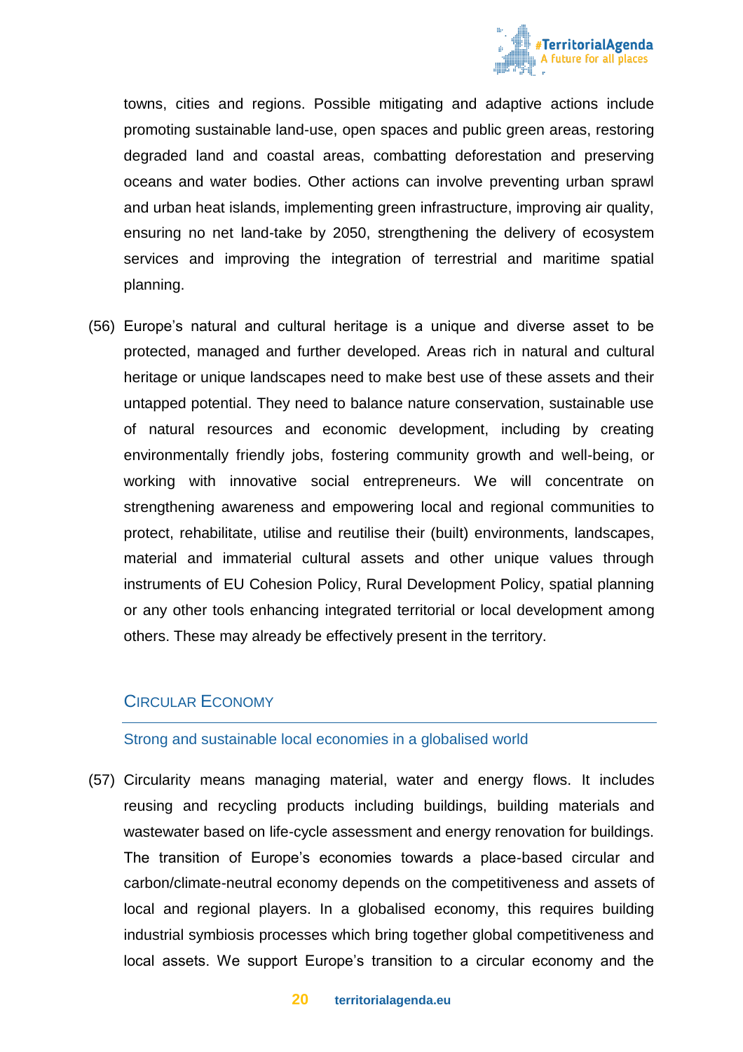towns, cities and regions. Possible mitigating and adaptive actions include promoting sustainable land-use, open spaces and public green areas, restoring degraded land and coastal areas, combatting deforestation and preserving oceans and water bodies. Other actions can involve preventing urban sprawl and urban heat islands, implementing green infrastructure, improving air quality, ensuring no net land-take by 2050, strengthening the delivery of ecosystem services and improving the integration of terrestrial and maritime spatial planning.

(56) Europe's natural and cultural heritage is a unique and diverse asset to be protected, managed and further developed. Areas rich in natural and cultural heritage or unique landscapes need to make best use of these assets and their untapped potential. They need to balance nature conservation, sustainable use of natural resources and economic development, including by creating environmentally friendly jobs, fostering community growth and well-being, or working with innovative social entrepreneurs. We will concentrate on strengthening awareness and empowering local and regional communities to protect, rehabilitate, utilise and reutilise their (built) environments, landscapes, material and immaterial cultural assets and other unique values through instruments of EU Cohesion Policy, Rural Development Policy, spatial planning or any other tools enhancing integrated territorial or local development among others. These may already be effectively present in the territory.

## Circular Economy

### Strong and sustainable local economies in a globalised world

(57) Circularity means managing material, water and energy flows. It includes reusing and recycling products including buildings, building materials and wastewater based on life-cycle assessment and energy renovation for buildings. The transition of Europe's economies towards a place-based circular and carbon/climate-neutral economy depends on the competitiveness and assets of local and regional players. In a globalised economy, this requires building industrial symbiosis processes which bring together global competitiveness and local assets. We support Europe's transition to a circular economy and the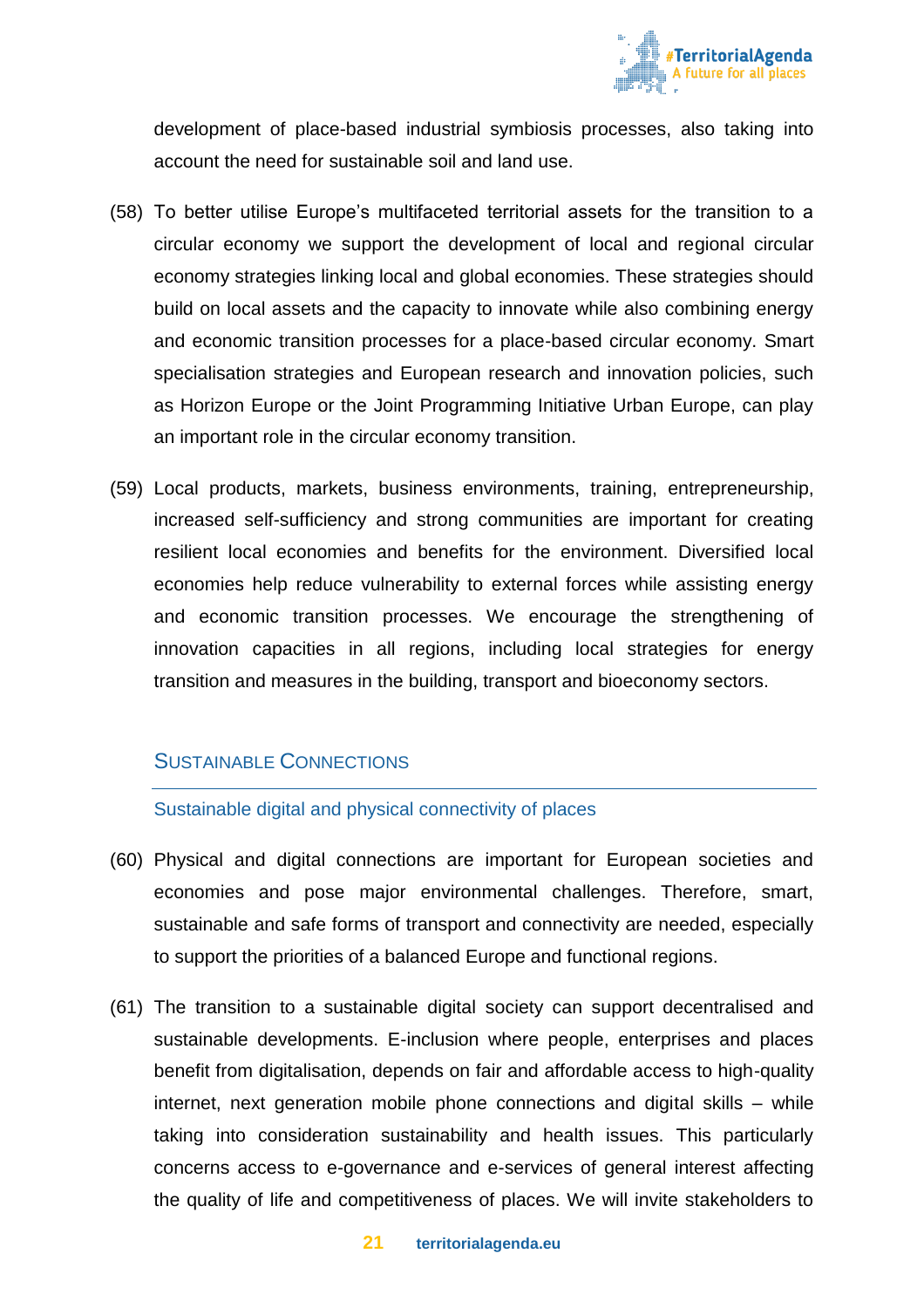development of place-based industrial symbiosis processes, also taking into account the need for sustainable soil and land use.

(58) To better utilise Europe's multifaceted territorial assets for the transition to a circular economy we support the development of local and regional circular economy strategies linking local and global economies. These strategies should build on local assets and the capacity to innovate while also combining energy and economic transition processes for a place-based circular economy. Smart specialisation strategies and European research and innovation policies, such as Horizon Europe or the Joint Programming Initiative Urban Europe, can play an important role in the circular economy transition.

(59) Local products, markets, business environments, training, entrepreneurship, increased self-sufficiency and strong communities are important for creating resilient local economies and benefits for the environment. Diversified local economies help reduce vulnerability to external forces while assisting energy and economic transition processes. We encourage the strengthening of innovation capacities in all regions, including local strategies for energy transition and measures in the building, transport and bioeconomy sectors.

## Sustainable Connections

### Sustainable digital and physical connectivity of places

(60) Physical and digital connections are important for European societies and economies and pose major environmental challenges. Therefore, smart, sustainable and safe forms of transport and connectivity are needed, especially to support the priorities of a balanced Europe and functional regions.

(61) The transition to a sustainable digital society can support decentralised and sustainable developments. E-inclusion where people, enterprises and places benefit from digitalisation, depends on fair and affordable access to high-quality internet, next generation mobile phone connections and digital skills – while taking into consideration sustainability and health issues. This particularly concerns access to e-governance and e-services of general interest affecting the quality of life and competitiveness of places. We will invite stakeholders to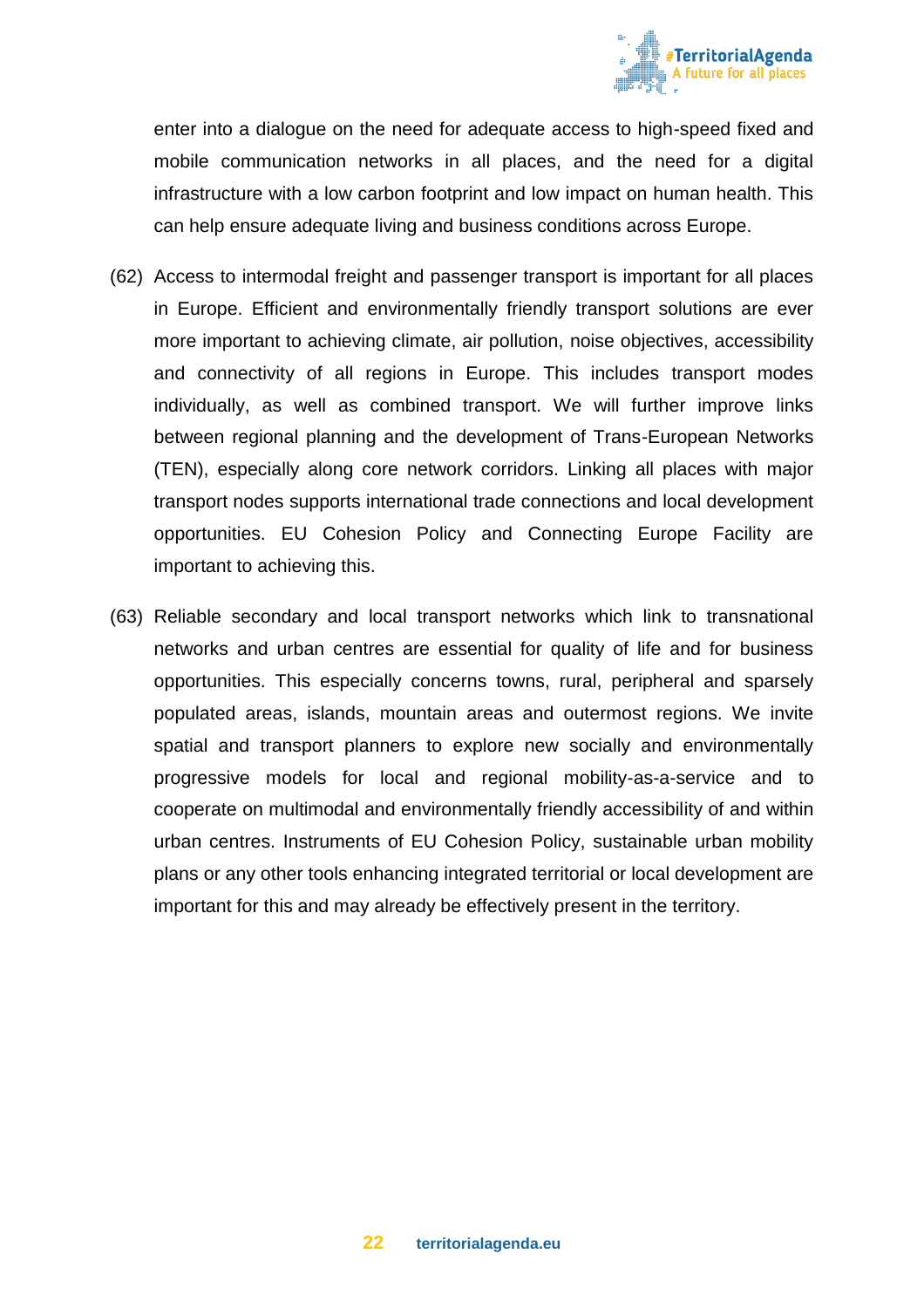enter into a dialogue on the need for adequate access to high-speed fixed and mobile communication networks in all places, and the need for a digital infrastructure with a low carbon footprint and low impact on human health. This can help ensure adequate living and business conditions across Europe.

(62) Access to intermodal freight and passenger transport is important for all places in Europe. Efficient and environmentally friendly transport solutions are ever more important to achieving climate, air pollution, noise objectives, accessibility and connectivity of all regions in Europe. This includes transport modes individually, as well as combined transport. We will further improve links between regional planning and the development of Trans-European Networks (TEN), especially along core network corridors. Linking all places with major transport nodes supports international trade connections and local development opportunities. EU Cohesion Policy and Connecting Europe Facility are important to achieving this.

(63) Reliable secondary and local transport networks which link to transnational networks and urban centres are essential for quality of life and for business opportunities. This especially concerns towns, rural, peripheral and sparsely populated areas, islands, mountain areas and outermost regions. We invite spatial and transport planners to explore new socially and environmentally progressive models for local and regional mobility-as-a-service and to cooperate on multimodal and environmentally friendly accessibility of and within urban centres. Instruments of EU Cohesion Policy, sustainable urban mobility plans or any other tools enhancing integrated territorial or local development are important for this and may already be effectively present in the territory.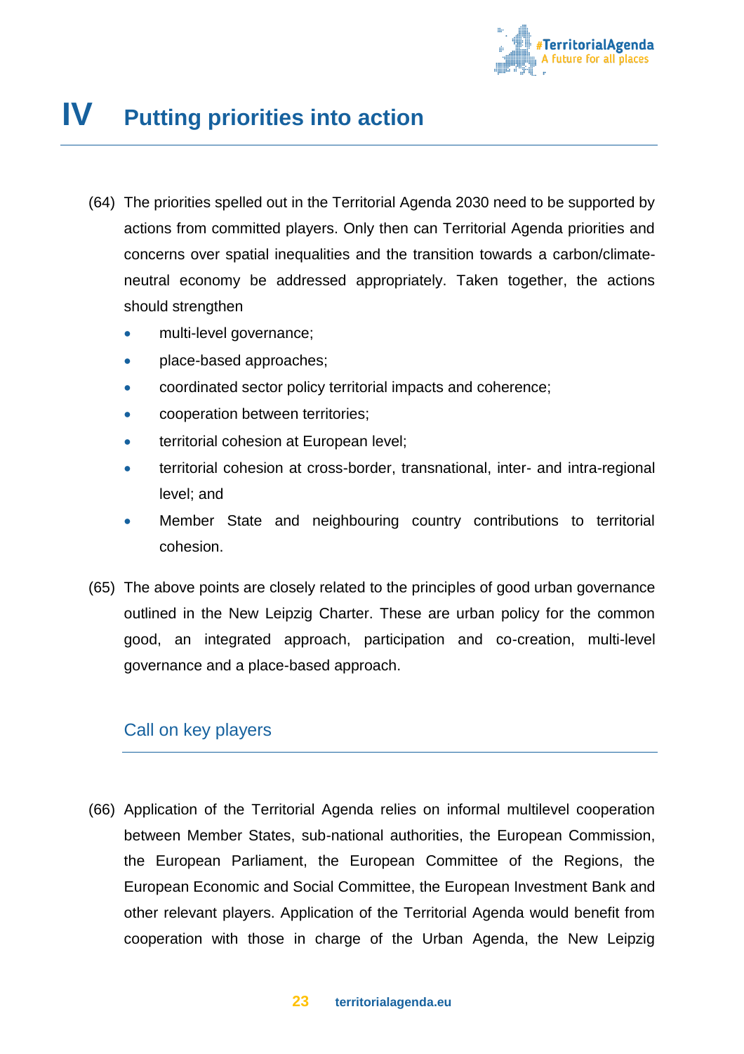# IV Putting priorities into action

(64) The priorities spelled out in the Territorial Agenda 2030 need to be supported by actions from committed players. Only then can Territorial Agenda priorities and concerns over spatial inequalities and the transition towards a carbon/climate-neutral economy be addressed appropriately. Taken together, the actions should strengthen

- multi-level governance;
- place-based approaches;
- coordinated sector policy territorial impacts and coherence;
- cooperation between territories;
- territorial cohesion at European level;
- territorial cohesion at cross-border, transnational, inter- and intra-regional level; and
- Member State and neighbouring country contributions to territorial cohesion.

(65) The above points are closely related to the principles of good urban governance outlined in the New Leipzig Charter. These are urban policy for the common good, an integrated approach, participation and co-creation, multi-level governance and a place-based approach.

## Call on key players

(66) Application of the Territorial Agenda relies on informal multilevel cooperation between Member States, sub-national authorities, the European Commission, the European Parliament, the European Committee of the Regions, the European Economic and Social Committee, the European Investment Bank and other relevant players. Application of the Territorial Agenda would benefit from cooperation with those in charge of the Urban Agenda, the New Leipzig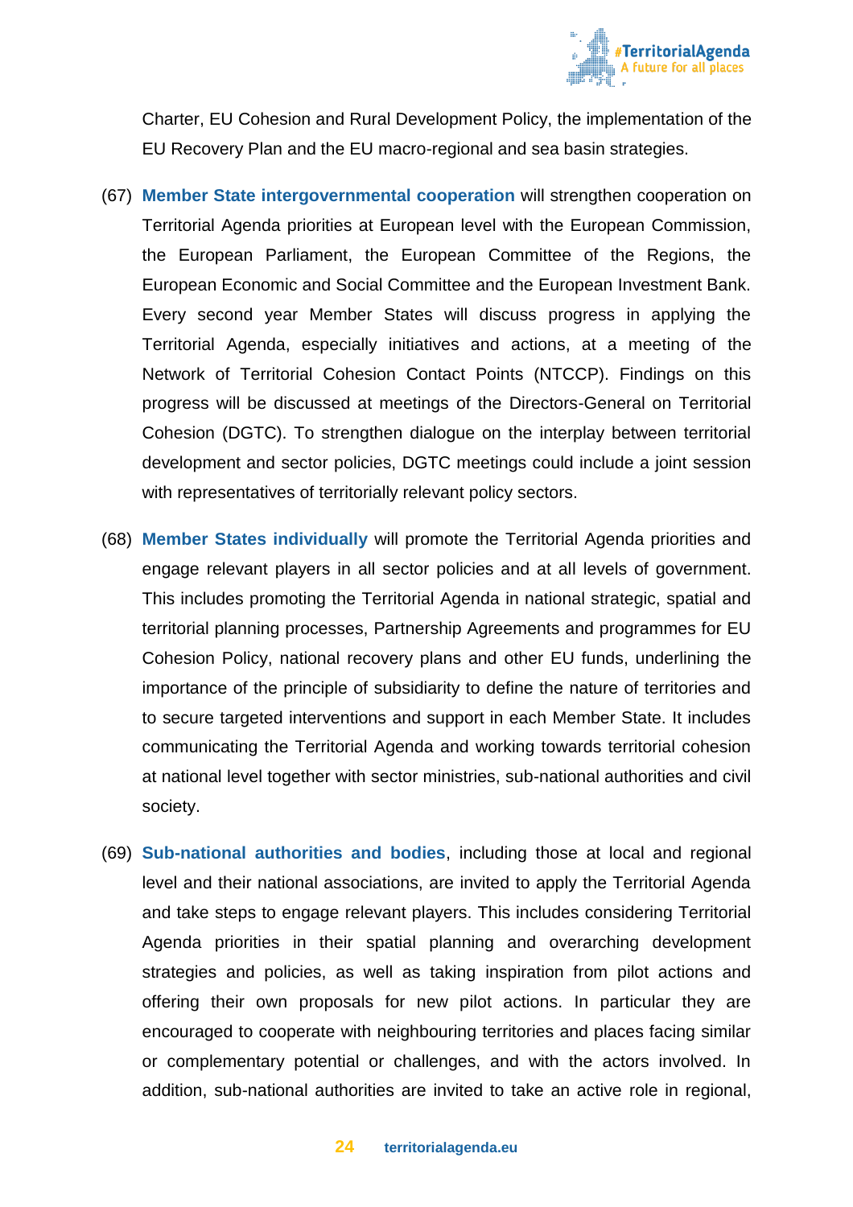Charter, EU Cohesion and Rural Development Policy, the implementation of the EU Recovery Plan and the EU macro-regional and sea basin strategies.

(67) **Member State intergovernmental cooperation** will strengthen cooperation on Territorial Agenda priorities at European level with the European Commission, the European Parliament, the European Committee of the Regions, the European Economic and Social Committee and the European Investment Bank. Every second year Member States will discuss progress in applying the Territorial Agenda, especially initiatives and actions, at a meeting of the Network of Territorial Cohesion Contact Points (NTCCP). Findings on this progress will be discussed at meetings of the Directors-General on Territorial Cohesion (DGTC). To strengthen dialogue on the interplay between territorial development and sector policies, DGTC meetings could include a joint session with representatives of territorially relevant policy sectors.

(68) **Member States individually** will promote the Territorial Agenda priorities and engage relevant players in all sector policies and at all levels of government. This includes promoting the Territorial Agenda in national strategic, spatial and territorial planning processes, Partnership Agreements and programmes for EU Cohesion Policy, national recovery plans and other EU funds, underlining the importance of the principle of subsidiarity to define the nature of territories and to secure targeted interventions and support in each Member State. It includes communicating the Territorial Agenda and working towards territorial cohesion at national level together with sector ministries, sub-national authorities and civil society.

(69) **Sub-national authorities and bodies**, including those at local and regional level and their national associations, are invited to apply the Territorial Agenda and take steps to engage relevant players. This includes considering Territorial Agenda priorities in their spatial planning and overarching development strategies and policies, as well as taking inspiration from pilot actions and offering their own proposals for new pilot actions. In particular they are encouraged to cooperate with neighbouring territories and places facing similar or complementary potential or challenges, and with the actors involved. In addition, sub-national authorities are invited to take an active role in regional,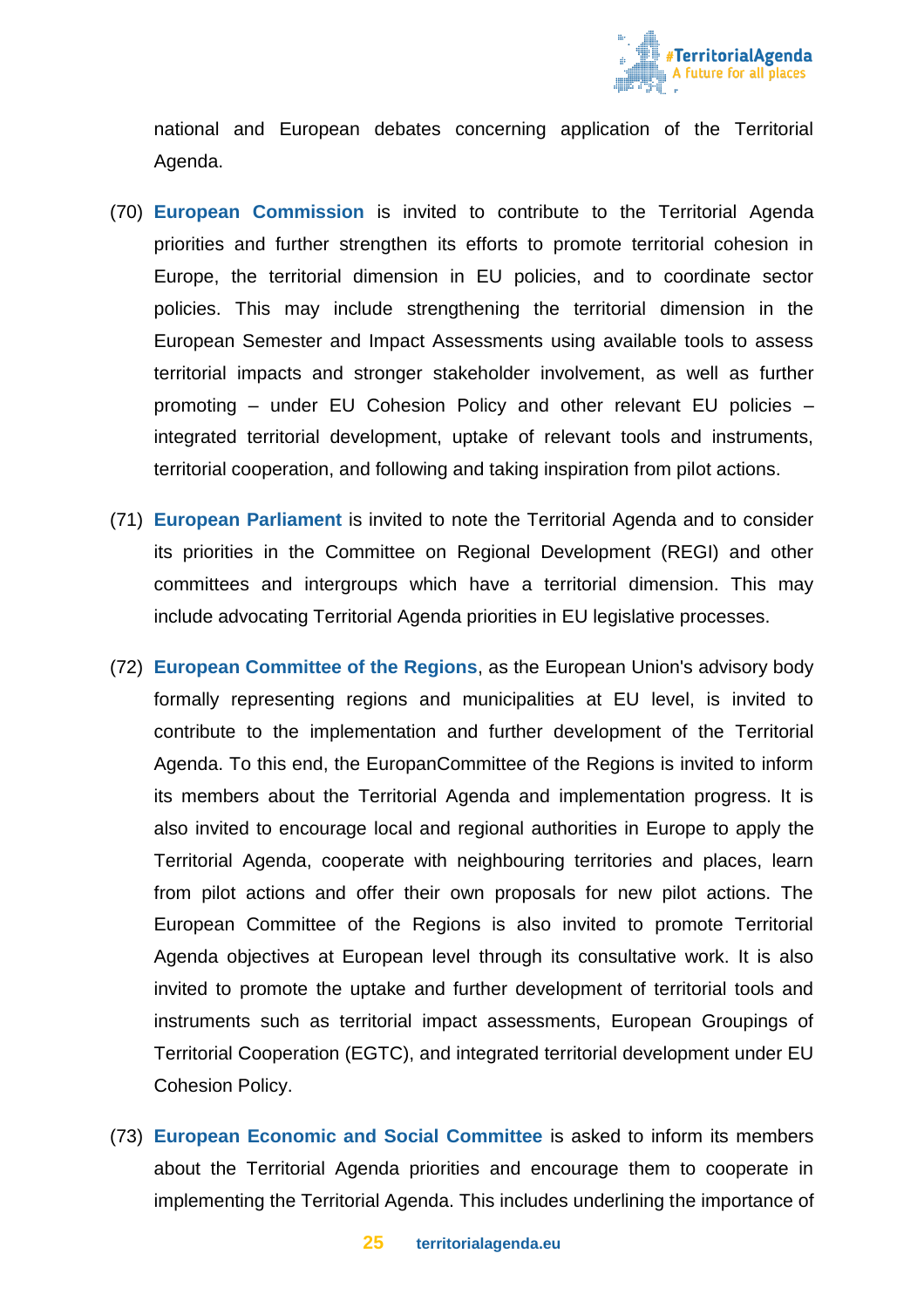national and European debates concerning application of the Territorial Agenda.

(70) **European Commission** is invited to contribute to the Territorial Agenda priorities and further strengthen its efforts to promote territorial cohesion in Europe, the territorial dimension in EU policies, and to coordinate sector policies. This may include strengthening the territorial dimension in the European Semester and Impact Assessments using available tools to assess territorial impacts and stronger stakeholder involvement, as well as further promoting – under EU Cohesion Policy and other relevant EU policies – integrated territorial development, uptake of relevant tools and instruments, territorial cooperation, and following and taking inspiration from pilot actions.

(71) **European Parliament** is invited to note the Territorial Agenda and to consider its priorities in the Committee on Regional Development (REGI) and other committees and intergroups which have a territorial dimension. This may include advocating Territorial Agenda priorities in EU legislative processes.

(72) **European Committee of the Regions**, as the European Union's advisory body formally representing regions and municipalities at EU level, is invited to contribute to the implementation and further development of the Territorial Agenda. To this end, the EuropanCommittee of the Regions is invited to inform its members about the Territorial Agenda and implementation progress. It is also invited to encourage local and regional authorities in Europe to apply the Territorial Agenda, cooperate with neighbouring territories and places, learn from pilot actions and offer their own proposals for new pilot actions. The European Committee of the Regions is also invited to promote Territorial Agenda objectives at European level through its consultative work. It is also invited to promote the uptake and further development of territorial tools and instruments such as territorial impact assessments, European Groupings of Territorial Cooperation (EGTC), and integrated territorial development under EU Cohesion Policy.

(73) **European Economic and Social Committee** is asked to inform its members about the Territorial Agenda priorities and encourage them to cooperate in implementing the Territorial Agenda. This includes underlining the importance of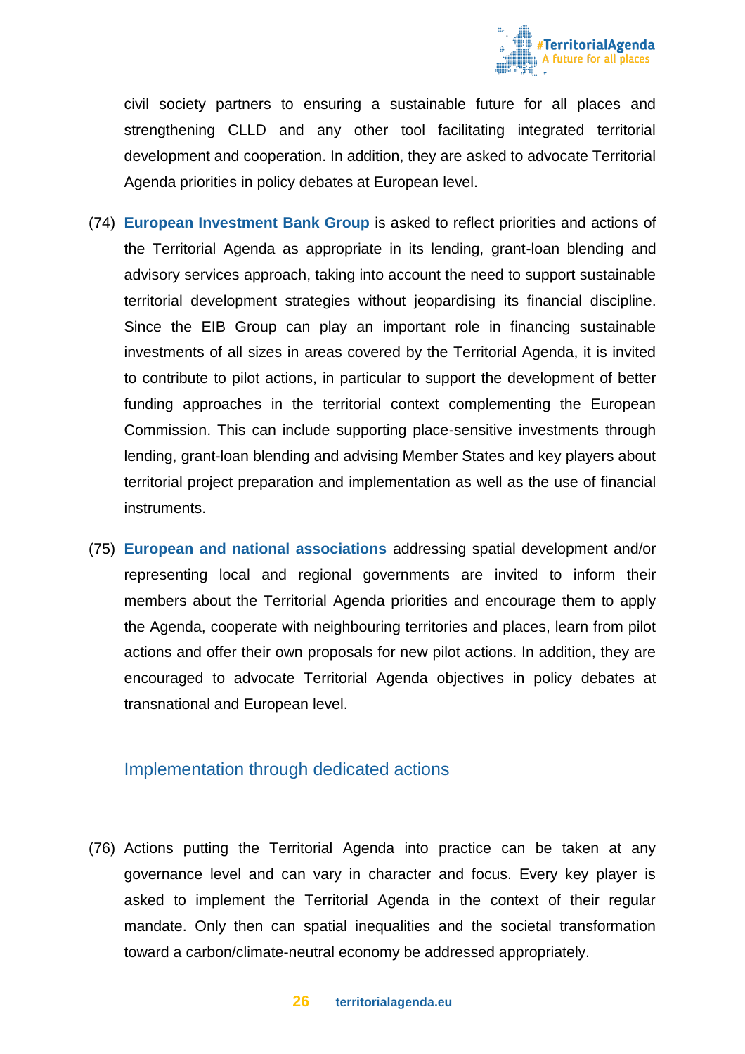civil society partners to ensuring a sustainable future for all places and strengthening CLLD and any other tool facilitating integrated territorial development and cooperation. In addition, they are asked to advocate Territorial Agenda priorities in policy debates at European level.

(74) **European Investment Bank Group** is asked to reflect priorities and actions of the Territorial Agenda as appropriate in its lending, grant-loan blending and advisory services approach, taking into account the need to support sustainable territorial development strategies without jeopardising its financial discipline. Since the EIB Group can play an important role in financing sustainable investments of all sizes in areas covered by the Territorial Agenda, it is invited to contribute to pilot actions, in particular to support the development of better funding approaches in the territorial context complementing the European Commission. This can include supporting place-sensitive investments through lending, grant-loan blending and advising Member States and key players about territorial project preparation and implementation as well as the use of financial instruments.

(75) **European and national associations** addressing spatial development and/or representing local and regional governments are invited to inform their members about the Territorial Agenda priorities and encourage them to apply the Agenda, cooperate with neighbouring territories and places, learn from pilot actions and offer their own proposals for new pilot actions. In addition, they are encouraged to advocate Territorial Agenda objectives in policy debates at transnational and European level.

## Implementation through dedicated actions

(76) Actions putting the Territorial Agenda into practice can be taken at any governance level and can vary in character and focus. Every key player is asked to implement the Territorial Agenda in the context of their regular mandate. Only then can spatial inequalities and the societal transformation toward a carbon/climate-neutral economy be addressed appropriately.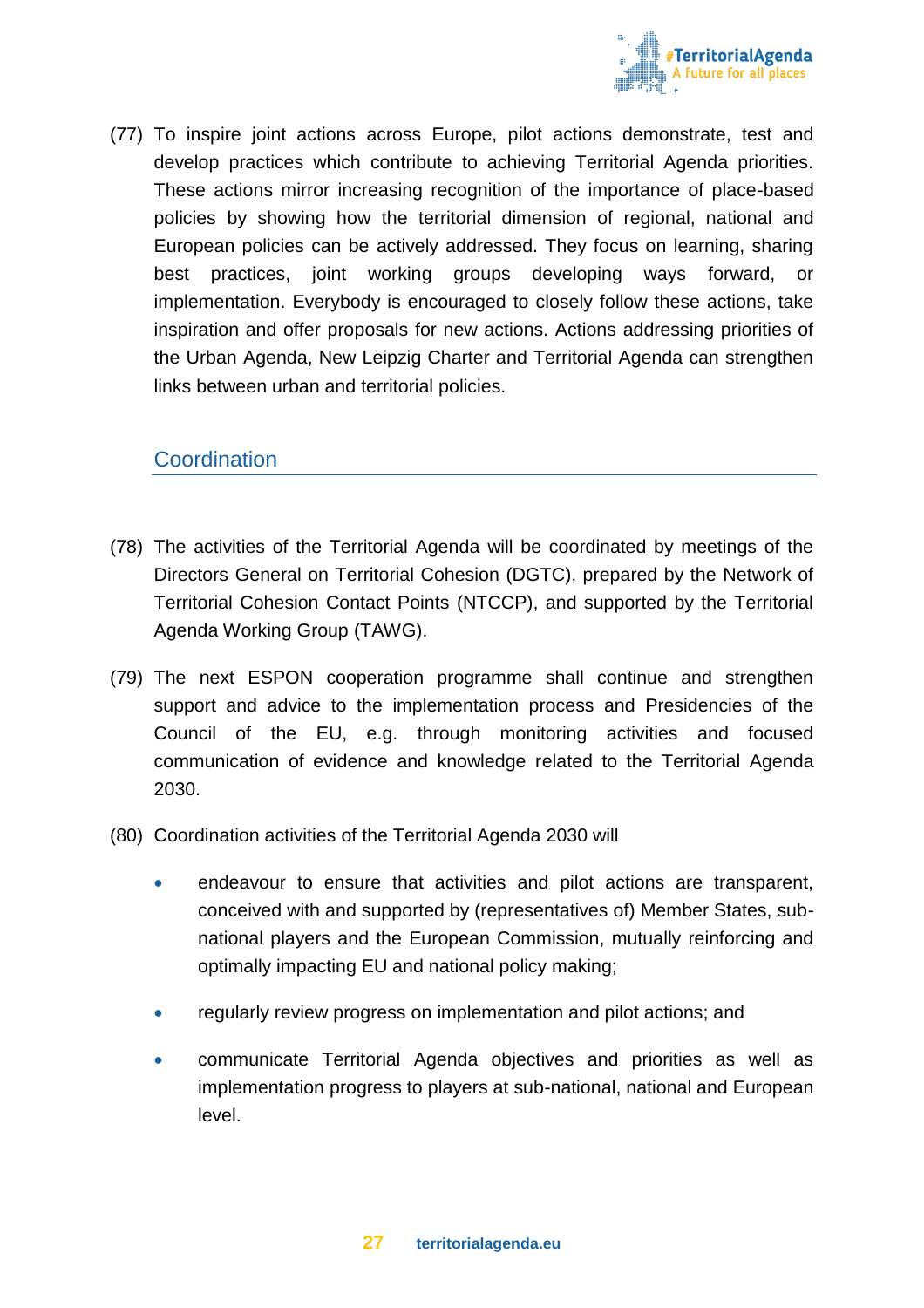(77) To inspire joint actions across Europe, pilot actions demonstrate, test and develop practices which contribute to achieving Territorial Agenda priorities. These actions mirror increasing recognition of the importance of place-based policies by showing how the territorial dimension of regional, national and European policies can be actively addressed. They focus on learning, sharing best practices, joint working groups developing ways forward, or implementation. Everybody is encouraged to closely follow these actions, take inspiration and offer proposals for new actions. Actions addressing priorities of the Urban Agenda, New Leipzig Charter and Territorial Agenda can strengthen links between urban and territorial policies.

## Coordination

(78) The activities of the Territorial Agenda will be coordinated by meetings of the Directors General on Territorial Cohesion (DGTC), prepared by the Network of Territorial Cohesion Contact Points (NTCCP), and supported by the Territorial Agenda Working Group (TAWG).

(79) The next ESPON cooperation programme shall continue and strengthen support and advice to the implementation process and Presidencies of the Council of the EU, e.g. through monitoring activities and focused communication of evidence and knowledge related to the Territorial Agenda 2030.

(80) Coordination activities of the Territorial Agenda 2030 will

- endeavour to ensure that activities and pilot actions are transparent, conceived with and supported by (representatives of) Member States, sub-national players and the European Commission, mutually reinforcing and optimally impacting EU and national policy making;
- regularly review progress on implementation and pilot actions; and
- communicate Territorial Agenda objectives and priorities as well as implementation progress to players at sub-national, national and European level.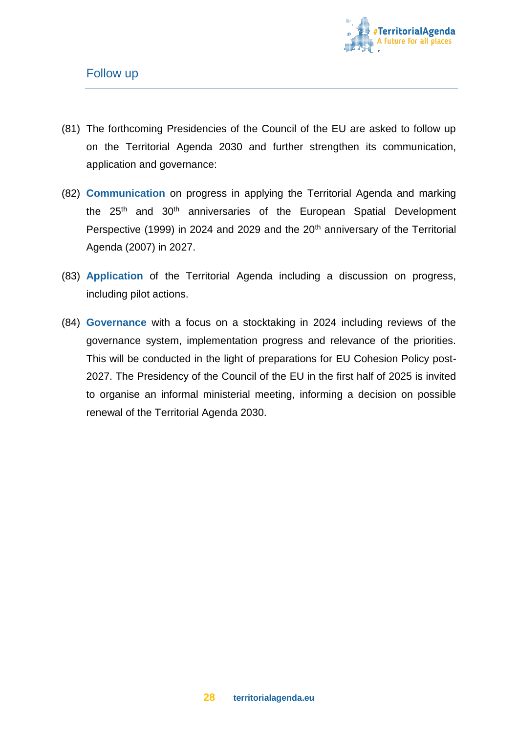## Follow up

(81) The forthcoming Presidencies of the Council of the EU are asked to follow up on the Territorial Agenda 2030 and further strengthen its communication, application and governance:

(82) **Communication** on progress in applying the Territorial Agenda and marking the 25th and 30th anniversaries of the European Spatial Development Perspective (1999) in 2024 and 2029 and the 20th anniversary of the Territorial Agenda (2007) in 2027.

(83) **Application** of the Territorial Agenda including a discussion on progress, including pilot actions.

(84) **Governance** with a focus on a stocktaking in 2024 including reviews of the governance system, implementation progress and relevance of the priorities. This will be conducted in the light of preparations for EU Cohesion Policy post-2027. The Presidency of the Council of the EU in the first half of 2025 is invited to organise an informal ministerial meeting, informing a decision on possible renewal of the Territorial Agenda 2030.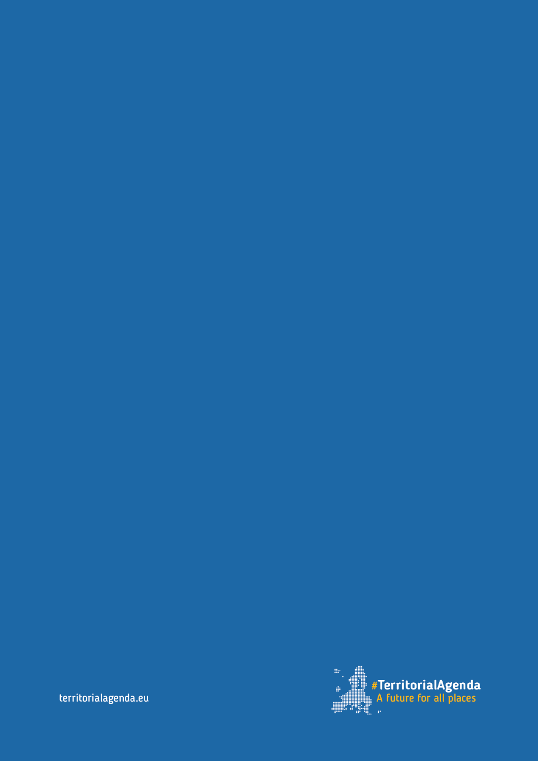territorialagenda.eu

#TerritorialAgenda
A future for all places